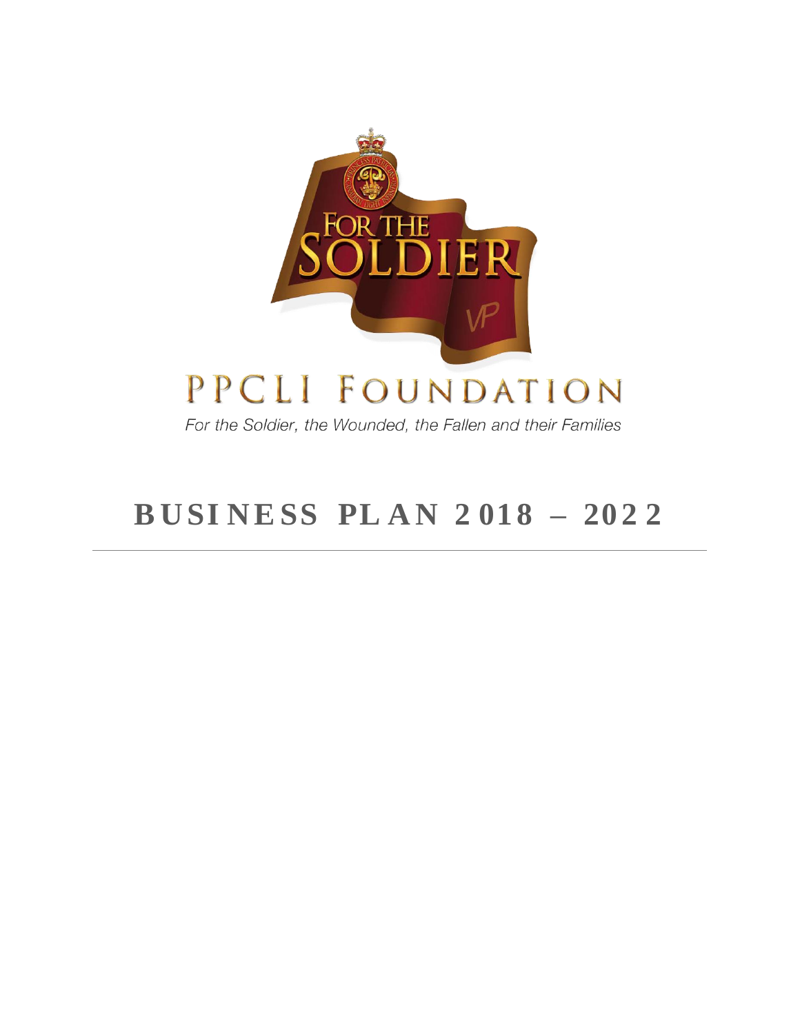# PPCLI FOUNDATION

*For the Soldier, the Wounded, the Fallen and their Families*

# BUSINESS PLAN 2018 – 2022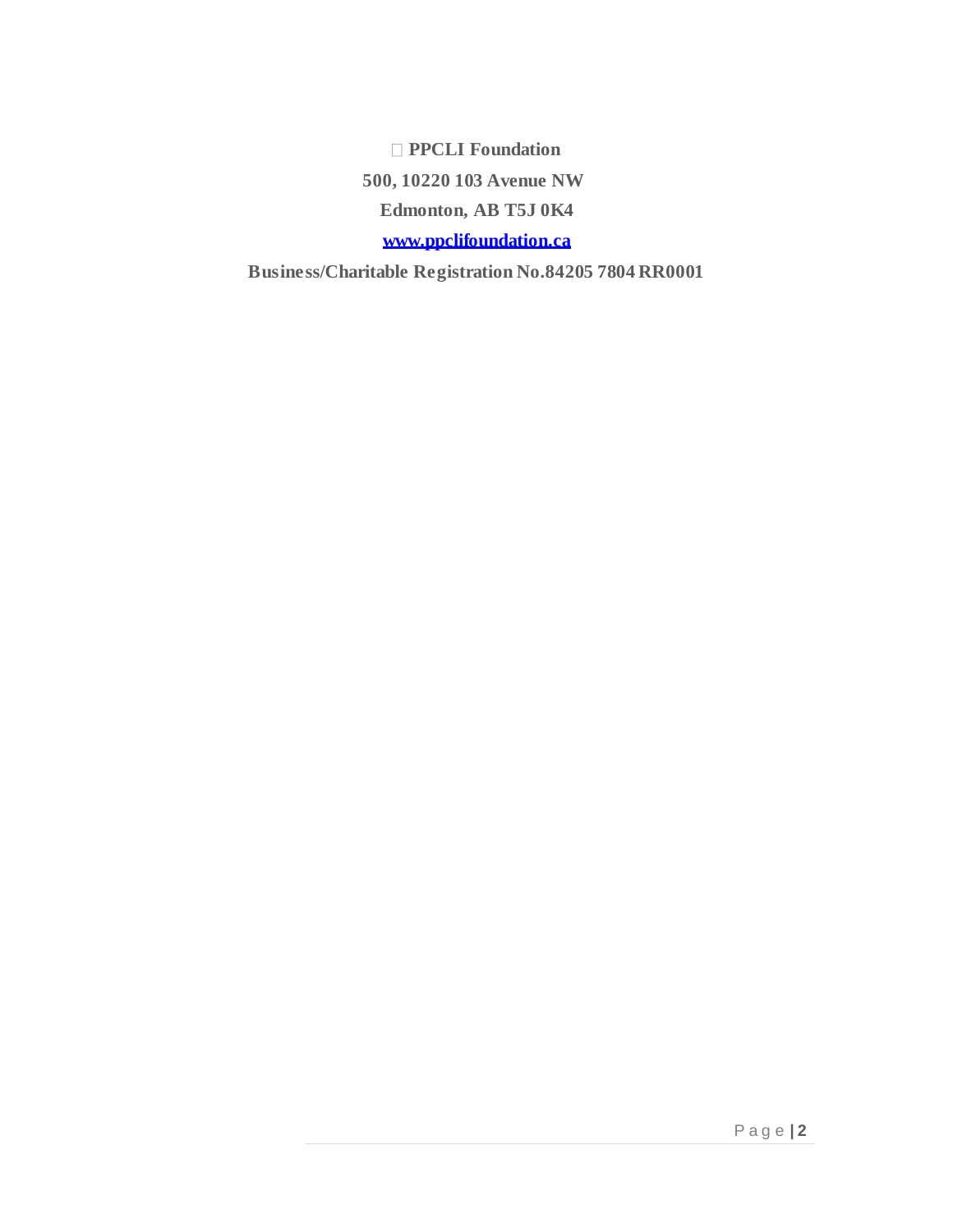**PPCLI Foundation**

**500, 10220 103 Avenue NW**

**Edmonton, AB T5J 0K4**

**[www.ppclifoundation.ca](http://www.ppclifoundation.ca)**

**Business/Charitable Registration No.84205 7804 RR0001**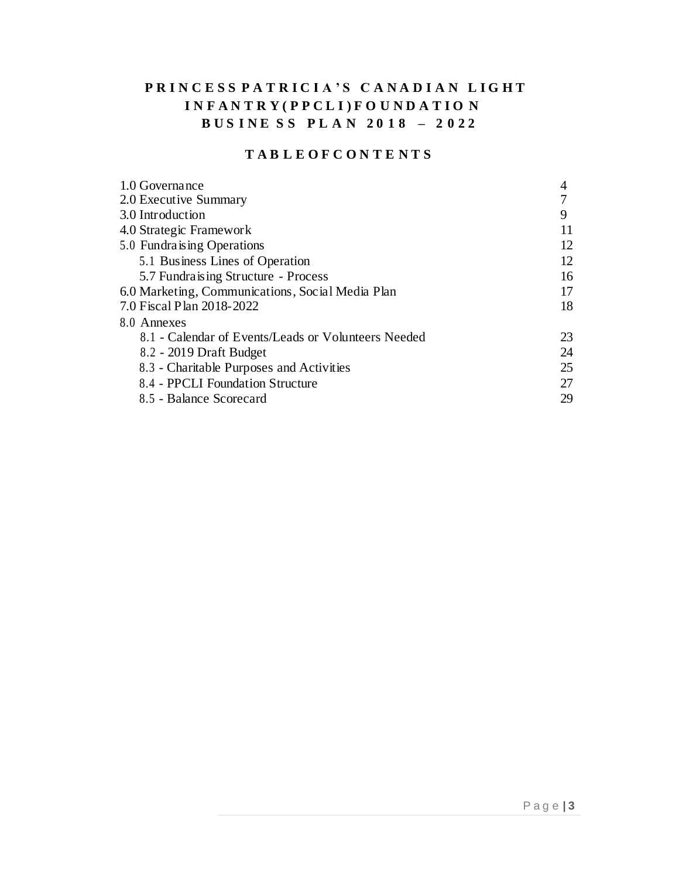# PRINCESS PATRICIA'S CANADIAN LIGHT INFANTRY (PPCLI) FOUNDATION BUSINESS PLAN 2018 – 2022

## TABLE OF CONTENTS

| | |
|---|---|
| 1.0 Governance | 4 |
| 2.0 Executive Summary | 7 |
| 3.0 Introduction | 9 |
| 4.0 Strategic Framework | 11 |
| 5.0 Fundraising Operations | 12 |
| 5.1 Business Lines of Operation | 12 |
| 5.7 Fundraising Structure - Process | 16 |
| 6.0 Marketing, Communications, Social Media Plan | 17 |
| 7.0 Fiscal Plan 2018-2022 | 18 |
| 8.0 Annexes | |
| 8.1 - Calendar of Events/Leads or Volunteers Needed | 23 |
| 8.2 - 2019 Draft Budget | 24 |
| 8.3 - Charitable Purposes and Activities | 25 |
| 8.4 - PPCLI Foundation Structure | 27 |
| 8.5 - Balance Scorecard | 29 |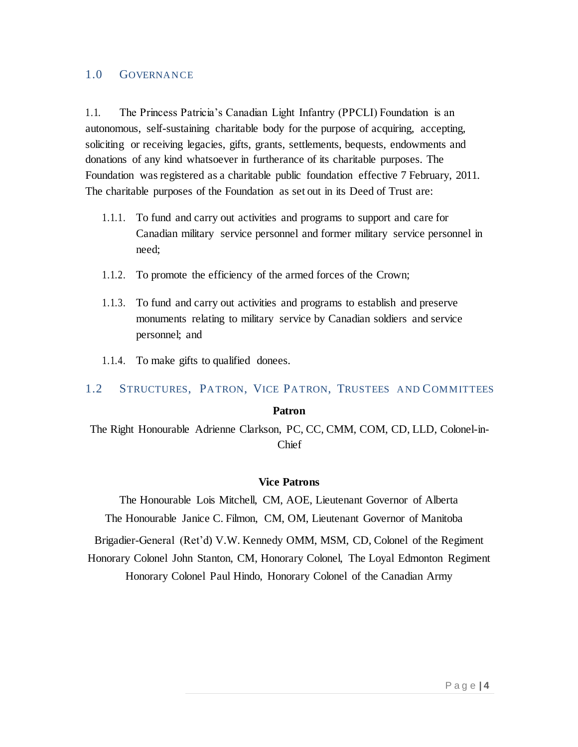## 1.0 Governance

1.1. The Princess Patricia's Canadian Light Infantry (PPCLI) Foundation is an autonomous, self-sustaining charitable body for the purpose of acquiring, accepting, soliciting or receiving legacies, gifts, grants, settlements, bequests, endowments and donations of any kind whatsoever in furtherance of its charitable purposes. The Foundation was registered as a charitable public foundation effective 7 February, 2011. The charitable purposes of the Foundation as set out in its Deed of Trust are:

1.1.1. To fund and carry out activities and programs to support and care for Canadian military service personnel and former military service personnel in need;

1.1.2. To promote the efficiency of the armed forces of the Crown;

1.1.3. To fund and carry out activities and programs to establish and preserve monuments relating to military service by Canadian soldiers and service personnel; and

1.1.4. To make gifts to qualified donees.

## 1.2 Structures, Patron, Vice Patron, Trustees and Committees

**Patron**

The Right Honourable Adrienne Clarkson, PC, CC, CMM, COM, CD, LLD, Colonel-in-Chief

**Vice Patrons**

The Honourable Lois Mitchell, CM, AOE, Lieutenant Governor of Alberta

The Honourable Janice C. Filmon, CM, OM, Lieutenant Governor of Manitoba

Brigadier-General (Ret'd) V.W. Kennedy OMM, MSM, CD, Colonel of the Regiment

Honorary Colonel John Stanton, CM, Honorary Colonel, The Loyal Edmonton Regiment

Honorary Colonel Paul Hindo, Honorary Colonel of the Canadian Army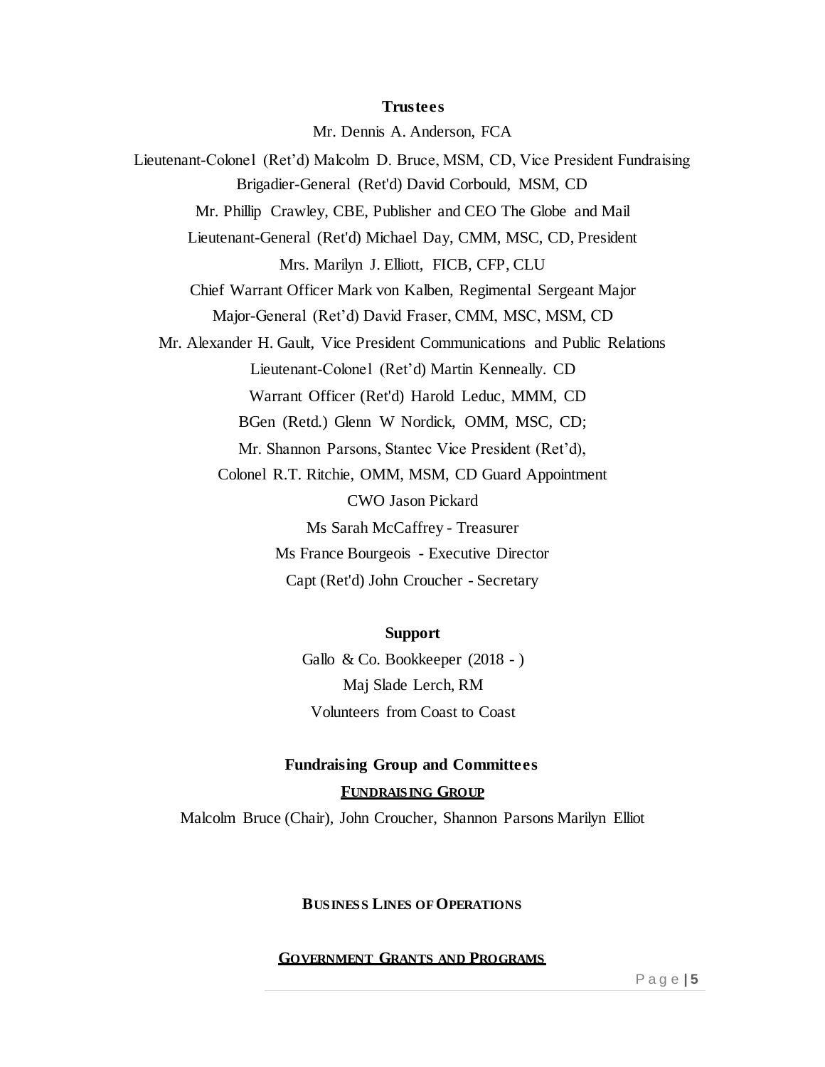**Trustees**

Mr. Dennis A. Anderson, FCA

Lieutenant-Colonel (Ret'd) Malcolm D. Bruce, MSM, CD, Vice President Fundraising

Brigadier-General (Ret'd) David Corbould, MSM, CD

Mr. Phillip Crawley, CBE, Publisher and CEO The Globe and Mail

Lieutenant-General (Ret'd) Michael Day, CMM, MSC, CD, President

Mrs. Marilyn J. Elliott, FICB, CFP, CLU

Chief Warrant Officer Mark von Kalben, Regimental Sergeant Major

Major-General (Ret'd) David Fraser, CMM, MSC, MSM, CD

Mr. Alexander H. Gault, Vice President Communications and Public Relations

Lieutenant-Colonel (Ret'd) Martin Kenneally. CD

Warrant Officer (Ret'd) Harold Leduc, MMM, CD

BGen (Retd.) Glenn W Nordick, OMM, MSC, CD;

Mr. Shannon Parsons, Stantec Vice President (Ret'd),

Colonel R.T. Ritchie, OMM, MSM, CD Guard Appointment

CWO Jason Pickard

Ms Sarah McCaffrey - Treasurer

Ms France Bourgeois - Executive Director

Capt (Ret'd) John Croucher - Secretary

**Support**

Gallo & Co. Bookkeeper (2018 - )

Maj Slade Lerch, RM

Volunteers from Coast to Coast

**Fundraising Group and Committees**

**FUNDRAISING GROUP**

Malcolm Bruce (Chair), John Croucher, Shannon Parsons Marilyn Elliot

**BUSINESS LINES OF OPERATIONS**

**GOVERNMENT GRANTS AND PROGRAMS**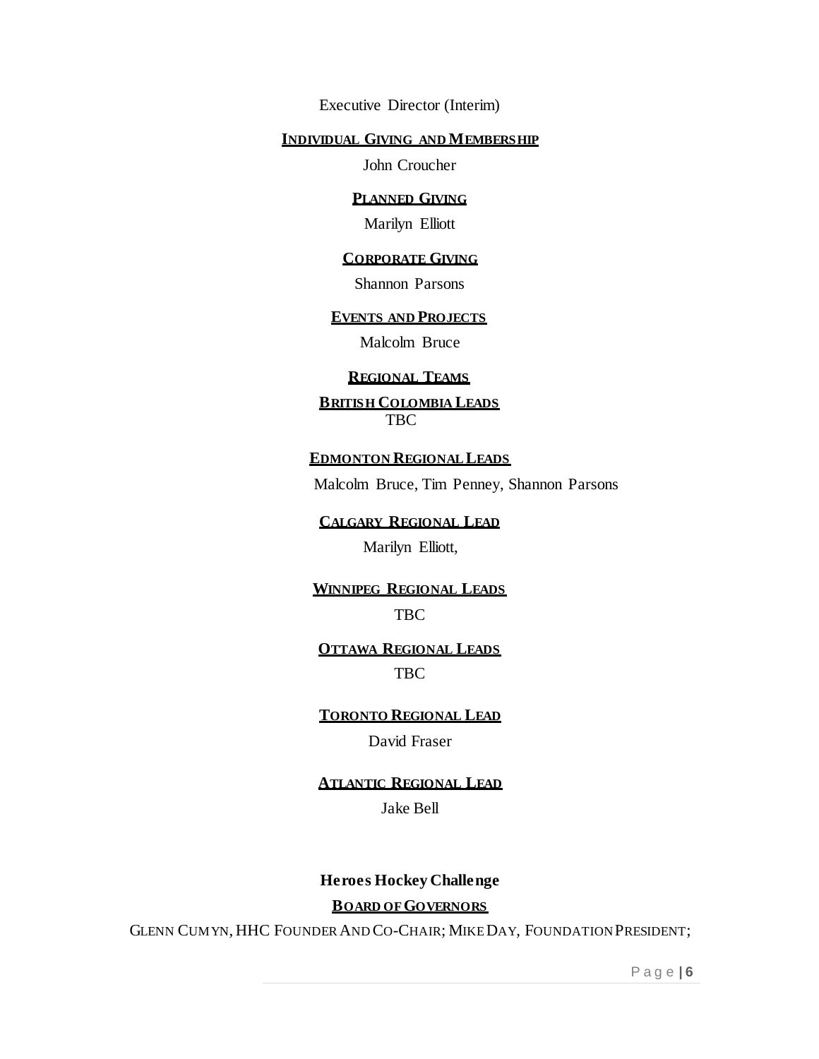Executive Director (Interim)

**INDIVIDUAL GIVING AND MEMBERSHIP**

John Croucher

**PLANNED GIVING**

Marilyn Elliott

**CORPORATE GIVING**

Shannon Parsons

**EVENTS AND PROJECTS**

Malcolm Bruce

**REGIONAL TEAMS**

**BRITISH COLOMBIA LEADS**

TBC

**EDMONTON REGIONAL LEADS**

Malcolm Bruce, Tim Penney, Shannon Parsons

**CALGARY REGIONAL LEAD**

Marilyn Elliott,

**WINNIPEG REGIONAL LEADS**

TBC

**OTTAWA REGIONAL LEADS**

TBC

**TORONTO REGIONAL LEAD**

David Fraser

**ATLANTIC REGIONAL LEAD**

Jake Bell

**Heroes Hockey Challenge**

**BOARD OF GOVERNORS**

GLENN CUMYN, HHC FOUNDER AND CO-CHAIR; MIKE DAY, FOUNDATION PRESIDENT;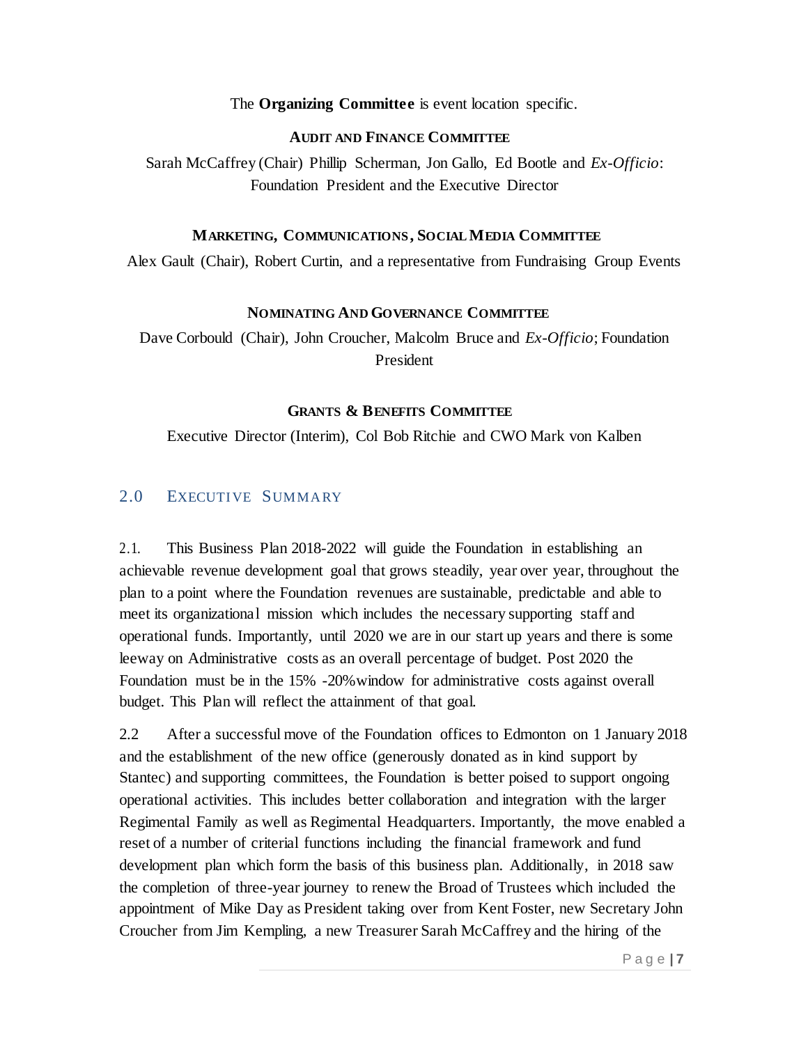The **Organizing Committee** is event location specific.

**AUDIT AND FINANCE COMMITTEE**

Sarah McCaffrey (Chair) Phillip Scherman, Jon Gallo, Ed Bootle and *Ex-Officio*: Foundation President and the Executive Director

**MARKETING, COMMUNICATIONS, SOCIAL MEDIA COMMITTEE**

Alex Gault (Chair), Robert Curtin, and a representative from Fundraising Group Events

**NOMINATING AND GOVERNANCE COMMITTEE**

Dave Corbould (Chair), John Croucher, Malcolm Bruce and *Ex-Officio*; Foundation President

**GRANTS & BENEFITS COMMITTEE**

Executive Director (Interim), Col Bob Ritchie and CWO Mark von Kalben

## 2.0 EXECUTIVE SUMMARY

2.1. This Business Plan 2018-2022 will guide the Foundation in establishing an achievable revenue development goal that grows steadily, year over year, throughout the plan to a point where the Foundation revenues are sustainable, predictable and able to meet its organizational mission which includes the necessary supporting staff and operational funds. Importantly, until 2020 we are in our start up years and there is some leeway on Administrative costs as an overall percentage of budget. Post 2020 the Foundation must be in the 15% -20% window for administrative costs against overall budget. This Plan will reflect the attainment of that goal.

2.2 After a successful move of the Foundation offices to Edmonton on 1 January 2018 and the establishment of the new office (generously donated as in kind support by Stantec) and supporting committees, the Foundation is better poised to support ongoing operational activities. This includes better collaboration and integration with the larger Regimental Family as well as Regimental Headquarters. Importantly, the move enabled a reset of a number of criterial functions including the financial framework and fund development plan which form the basis of this business plan. Additionally, in 2018 saw the completion of three-year journey to renew the Broad of Trustees which included the appointment of Mike Day as President taking over from Kent Foster, new Secretary John Croucher from Jim Kempling, a new Treasurer Sarah McCaffrey and the hiring of the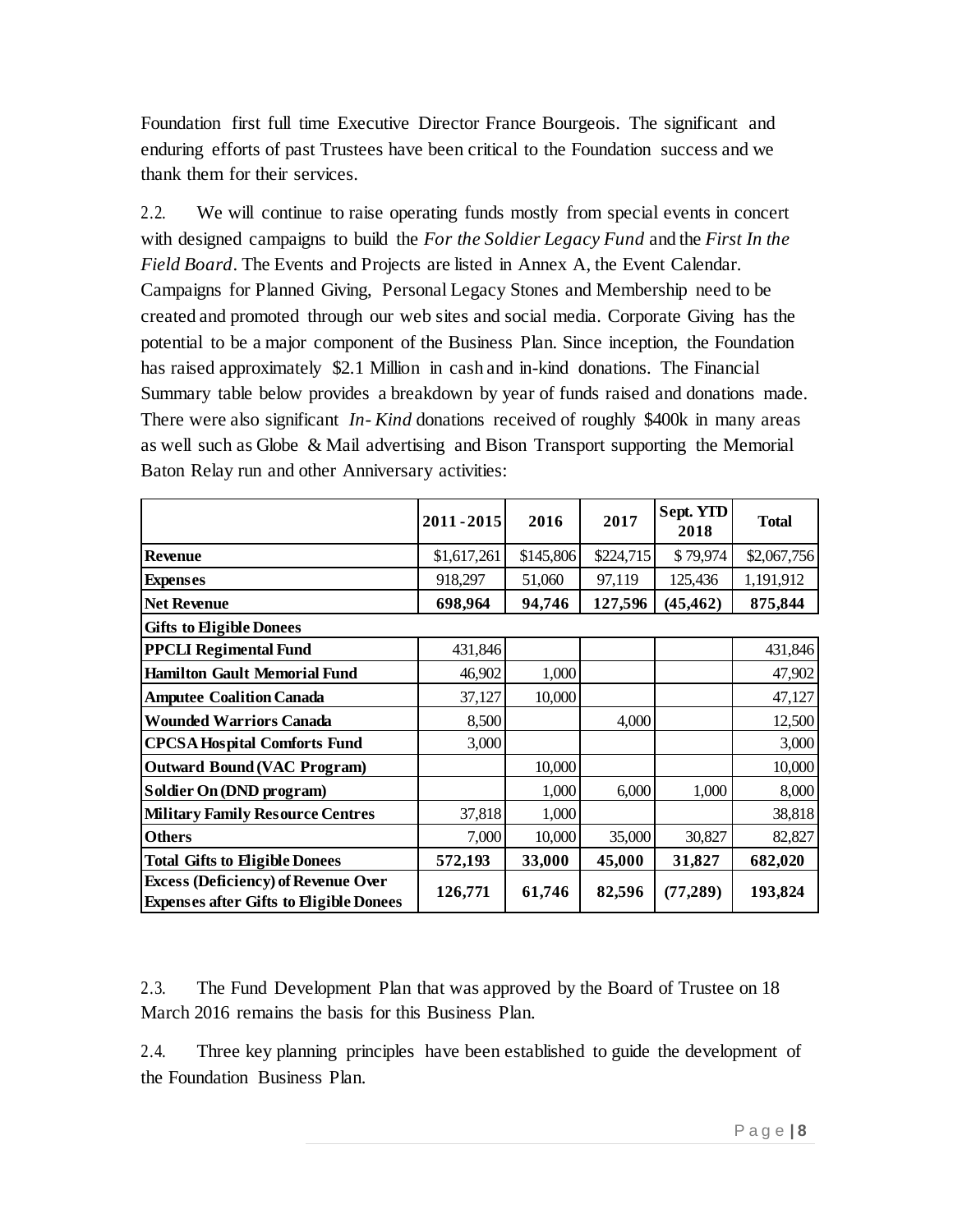Foundation first full time Executive Director France Bourgeois. The significant and enduring efforts of past Trustees have been critical to the Foundation success and we thank them for their services.

2.2. We will continue to raise operating funds mostly from special events in concert with designed campaigns to build the *For the Soldier Legacy Fund* and the *First In the Field Board*. The Events and Projects are listed in Annex A, the Event Calendar. Campaigns for Planned Giving, Personal Legacy Stones and Membership need to be created and promoted through our web sites and social media. Corporate Giving has the potential to be a major component of the Business Plan. Since inception, the Foundation has raised approximately $2.1 Million in cash and in-kind donations. The Financial Summary table below provides a breakdown by year of funds raised and donations made. There were also significant *In- Kind* donations received of roughly $400k in many areas as well such as Globe & Mail advertising and Bison Transport supporting the Memorial Baton Relay run and other Anniversary activities:

| | 2011 - 2015 | 2016 | 2017 | Sept. YTD 2018 | Total |
|---|---|---|---|---|---|
| **Revenue** | $1,617,261 | $145,806 | $224,715 | $ 79,974 | $2,067,756 |
| **Expenses** | 918,297 | 51,060 | 97,119 | 125,436 | 1,191,912 |
| **Net Revenue** | **698,964** | **94,746** | **127,596** | **(45,462)** | **875,844** |
| **Gifts to Eligible Donees** | | | | | |
| **PPCLI Regimental Fund** | 431,846 | | | | 431,846 |
| **Hamilton Gault Memorial Fund** | 46,902 | 1,000 | | | 47,902 |
| **Amputee Coalition Canada** | 37,127 | 10,000 | | | 47,127 |
| **Wounded Warriors Canada** | 8,500 | | 4,000 | | 12,500 |
| **CPCSA Hospital Comforts Fund** | 3,000 | | | | 3,000 |
| **Outward Bound (VAC Program)** | | 10,000 | | | 10,000 |
| **Soldier On (DND program)** | | 1,000 | 6,000 | 1,000 | 8,000 |
| **Military Family Resource Centres** | 37,818 | 1,000 | | | 38,818 |
| **Others** | 7,000 | 10,000 | 35,000 | 30,827 | 82,827 |
| **Total Gifts to Eligible Donees** | **572,193** | **33,000** | **45,000** | **31,827** | **682,020** |
| **Excess (Deficiency) of Revenue Over Expenses after Gifts to Eligible Donees** | **126,771** | **61,746** | **82,596** | **(77,289)** | **193,824** |

2.3. The Fund Development Plan that was approved by the Board of Trustee on 18 March 2016 remains the basis for this Business Plan.

2.4. Three key planning principles have been established to guide the development of the Foundation Business Plan.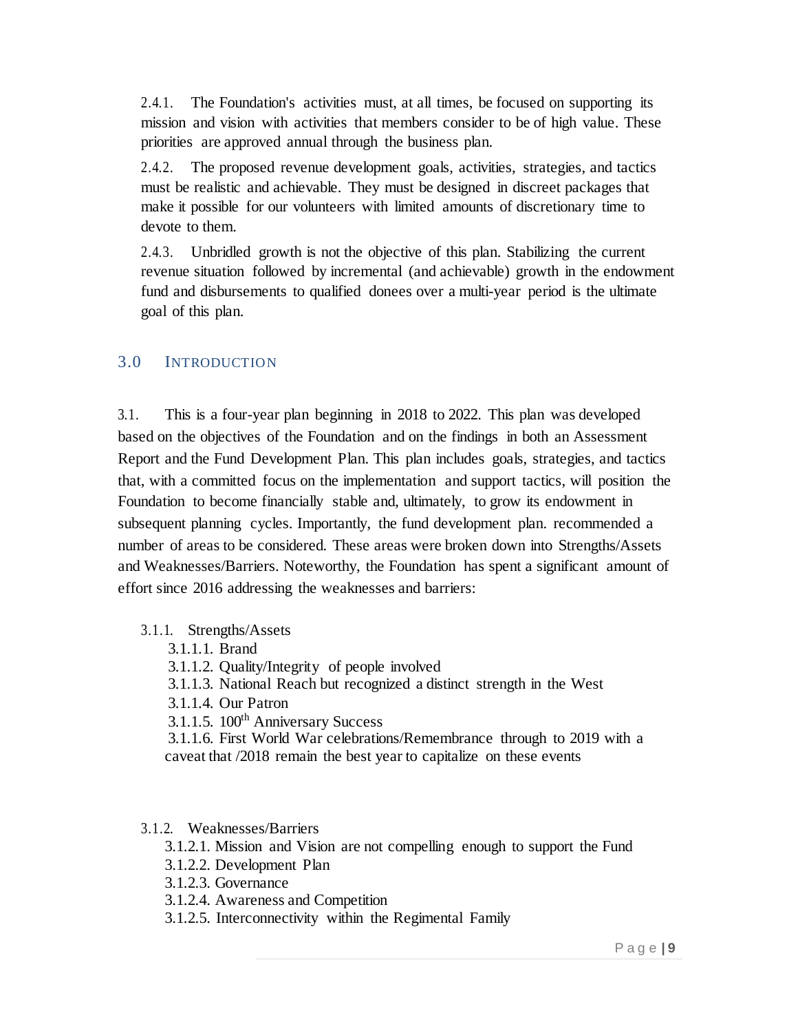2.4.1. The Foundation's activities must, at all times, be focused on supporting its mission and vision with activities that members consider to be of high value. These priorities are approved annual through the business plan.

2.4.2. The proposed revenue development goals, activities, strategies, and tactics must be realistic and achievable. They must be designed in discreet packages that make it possible for our volunteers with limited amounts of discretionary time to devote to them.

2.4.3. Unbridled growth is not the objective of this plan. Stabilizing the current revenue situation followed by incremental (and achievable) growth in the endowment fund and disbursements to qualified donees over a multi-year period is the ultimate goal of this plan.

## 3.0 INTRODUCTION

3.1. This is a four-year plan beginning in 2018 to 2022. This plan was developed based on the objectives of the Foundation and on the findings in both an Assessment Report and the Fund Development Plan. This plan includes goals, strategies, and tactics that, with a committed focus on the implementation and support tactics, will position the Foundation to become financially stable and, ultimately, to grow its endowment in subsequent planning cycles. Importantly, the fund development plan. recommended a number of areas to be considered. These areas were broken down into Strengths/Assets and Weaknesses/Barriers. Noteworthy, the Foundation has spent a significant amount of effort since 2016 addressing the weaknesses and barriers:

3.1.1. Strengths/Assets

- 3.1.1.1. Brand
- 3.1.1.2. Quality/Integrity of people involved
- 3.1.1.3. National Reach but recognized a distinct strength in the West
- 3.1.1.4. Our Patron
- 3.1.1.5. 100th Anniversary Success
- 3.1.1.6. First World War celebrations/Remembrance through to 2019 with a caveat that /2018 remain the best year to capitalize on these events

3.1.2. Weaknesses/Barriers

- 3.1.2.1. Mission and Vision are not compelling enough to support the Fund
- 3.1.2.2. Development Plan
- 3.1.2.3. Governance
- 3.1.2.4. Awareness and Competition
- 3.1.2.5. Interconnectivity within the Regimental Family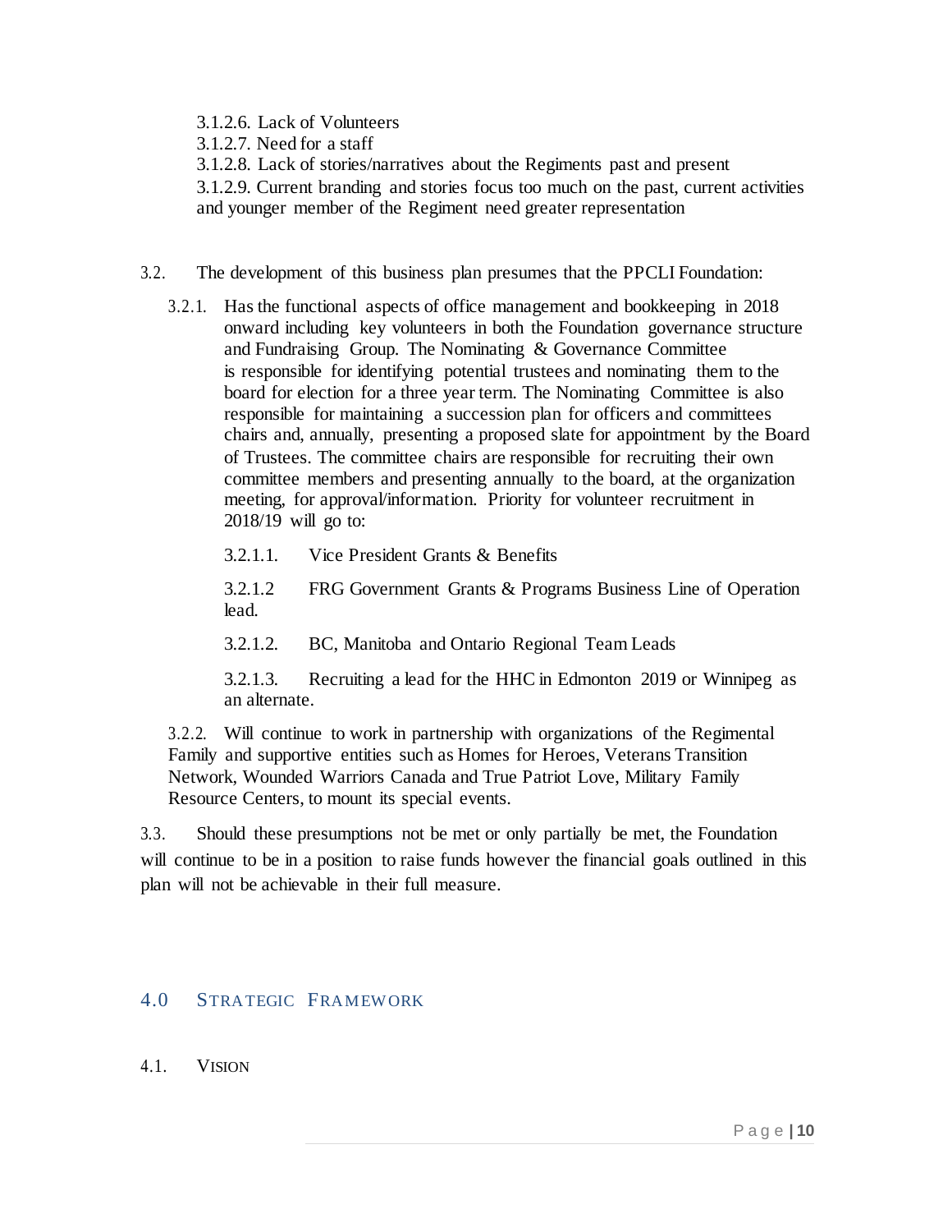3.1.2.6. Lack of Volunteers

3.1.2.7. Need for a staff

3.1.2.8. Lack of stories/narratives about the Regiments past and present

3.1.2.9. Current branding and stories focus too much on the past, current activities and younger member of the Regiment need greater representation

3.2. The development of this business plan presumes that the PPCLI Foundation:

3.2.1. Has the functional aspects of office management and bookkeeping in 2018 onward including key volunteers in both the Foundation governance structure and Fundraising Group. The Nominating & Governance Committee is responsible for identifying potential trustees and nominating them to the board for election for a three year term. The Nominating Committee is also responsible for maintaining a succession plan for officers and committees chairs and, annually, presenting a proposed slate for appointment by the Board of Trustees. The committee chairs are responsible for recruiting their own committee members and presenting annually to the board, at the organization meeting, for approval/information. Priority for volunteer recruitment in 2018/19 will go to:

3.2.1.1. Vice President Grants & Benefits

3.2.1.2 FRG Government Grants & Programs Business Line of Operation lead.

3.2.1.2. BC, Manitoba and Ontario Regional Team Leads

3.2.1.3. Recruiting a lead for the HHC in Edmonton 2019 or Winnipeg as an alternate.

3.2.2. Will continue to work in partnership with organizations of the Regimental Family and supportive entities such as Homes for Heroes, Veterans Transition Network, Wounded Warriors Canada and True Patriot Love, Military Family Resource Centers, to mount its special events.

3.3. Should these presumptions not be met or only partially be met, the Foundation will continue to be in a position to raise funds however the financial goals outlined in this plan will not be achievable in their full measure.

## 4.0 STRATEGIC FRAMEWORK

### 4.1. VISION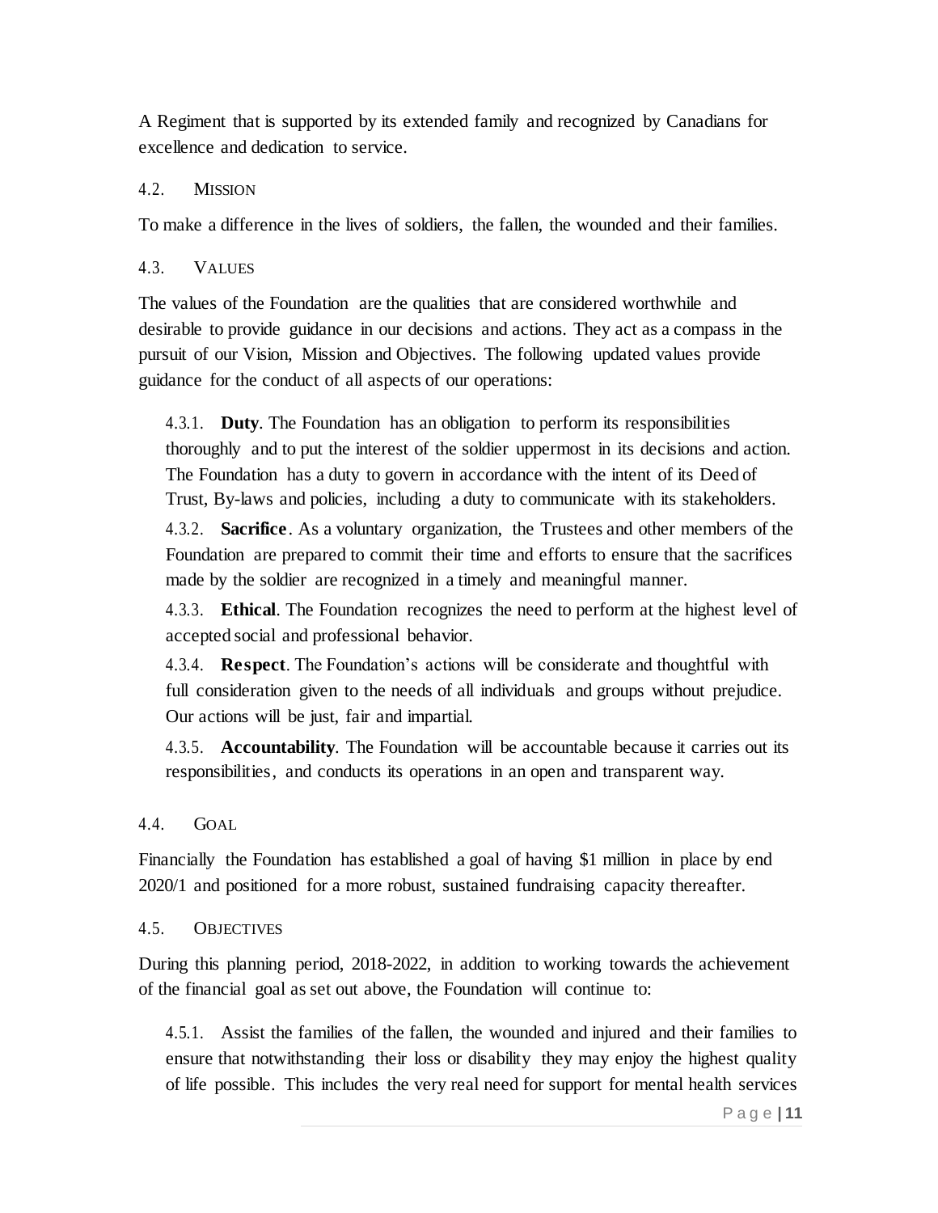A Regiment that is supported by its extended family and recognized by Canadians for excellence and dedication to service.

### 4.2. Mission

To make a difference in the lives of soldiers, the fallen, the wounded and their families.

### 4.3. Values

The values of the Foundation are the qualities that are considered worthwhile and desirable to provide guidance in our decisions and actions. They act as a compass in the pursuit of our Vision, Mission and Objectives. The following updated values provide guidance for the conduct of all aspects of our operations:

4.3.1. **Duty**. The Foundation has an obligation to perform its responsibilities thoroughly and to put the interest of the soldier uppermost in its decisions and action. The Foundation has a duty to govern in accordance with the intent of its Deed of Trust, By-laws and policies, including a duty to communicate with its stakeholders.

4.3.2. **Sacrifice**. As a voluntary organization, the Trustees and other members of the Foundation are prepared to commit their time and efforts to ensure that the sacrifices made by the soldier are recognized in a timely and meaningful manner.

4.3.3. **Ethical**. The Foundation recognizes the need to perform at the highest level of accepted social and professional behavior.

4.3.4. **Respect**. The Foundation's actions will be considerate and thoughtful with full consideration given to the needs of all individuals and groups without prejudice. Our actions will be just, fair and impartial.

4.3.5. **Accountability**. The Foundation will be accountable because it carries out its responsibilities, and conducts its operations in an open and transparent way.

### 4.4. Goal

Financially the Foundation has established a goal of having $1 million in place by end 2020/1 and positioned for a more robust, sustained fundraising capacity thereafter.

### 4.5. Objectives

During this planning period, 2018-2022, in addition to working towards the achievement of the financial goal as set out above, the Foundation will continue to:

4.5.1. Assist the families of the fallen, the wounded and injured and their families to ensure that notwithstanding their loss or disability they may enjoy the highest quality of life possible. This includes the very real need for support for mental health services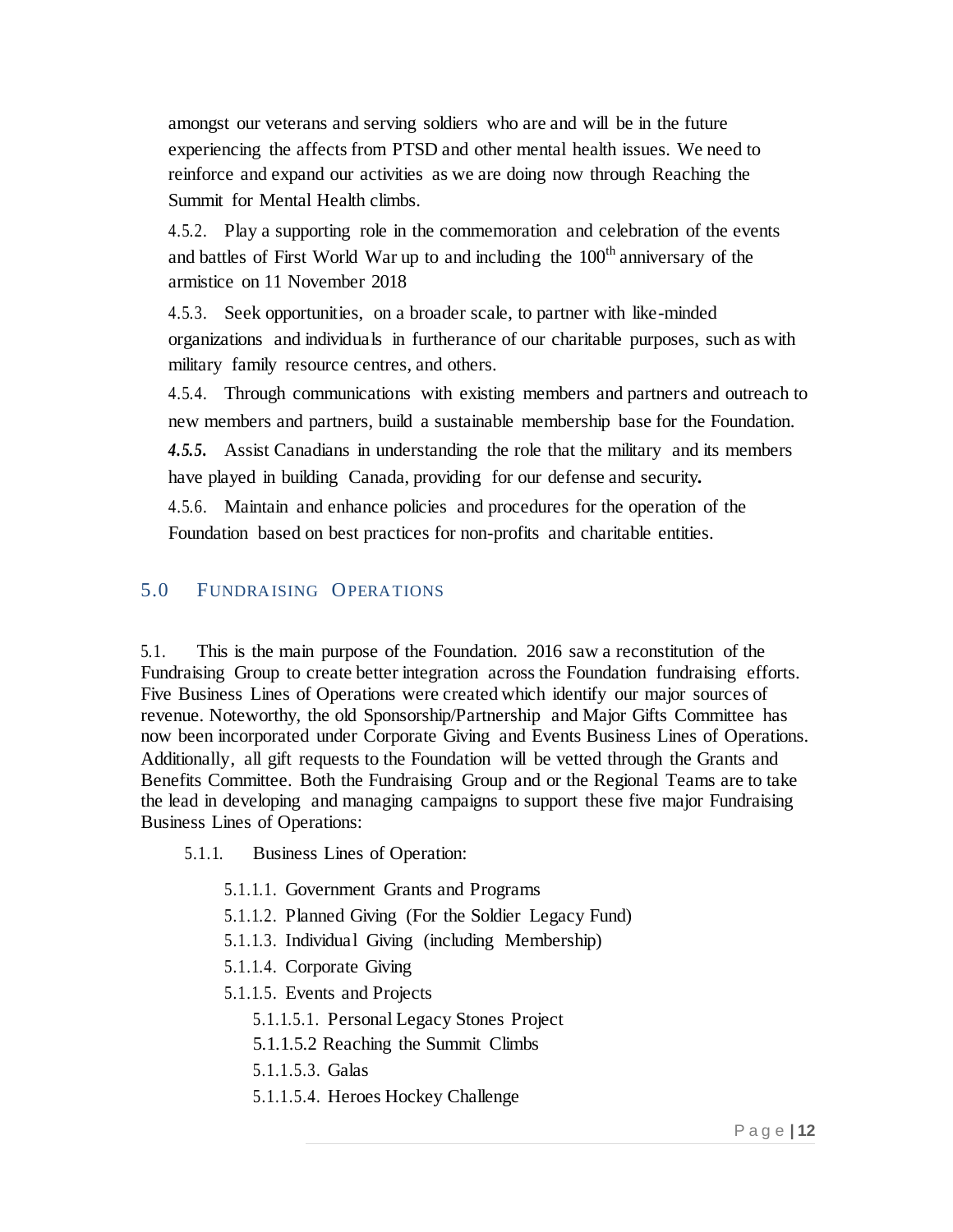amongst our veterans and serving soldiers who are and will be in the future experiencing the affects from PTSD and other mental health issues. We need to reinforce and expand our activities as we are doing now through Reaching the Summit for Mental Health climbs.

4.5.2. Play a supporting role in the commemoration and celebration of the events and battles of First World War up to and including the 100th anniversary of the armistice on 11 November 2018

4.5.3. Seek opportunities, on a broader scale, to partner with like-minded organizations and individuals in furtherance of our charitable purposes, such as with military family resource centres, and others.

4.5.4. Through communications with existing members and partners and outreach to new members and partners, build a sustainable membership base for the Foundation.

***4.5.5.*** Assist Canadians in understanding the role that the military and its members have played in building Canada, providing for our defense and security**.**

4.5.6. Maintain and enhance policies and procedures for the operation of the Foundation based on best practices for non-profits and charitable entities.

## 5.0 Fundraising Operations

5.1. This is the main purpose of the Foundation. 2016 saw a reconstitution of the Fundraising Group to create better integration across the Foundation fundraising efforts. Five Business Lines of Operations were created which identify our major sources of revenue. Noteworthy, the old Sponsorship/Partnership and Major Gifts Committee has now been incorporated under Corporate Giving and Events Business Lines of Operations. Additionally, all gift requests to the Foundation will be vetted through the Grants and Benefits Committee. Both the Fundraising Group and or the Regional Teams are to take the lead in developing and managing campaigns to support these five major Fundraising Business Lines of Operations:

5.1.1. Business Lines of Operation:

- 5.1.1.1. Government Grants and Programs
- 5.1.1.2. Planned Giving (For the Soldier Legacy Fund)
- 5.1.1.3. Individual Giving (including Membership)
- 5.1.1.4. Corporate Giving
- 5.1.1.5. Events and Projects
  - 5.1.1.5.1. Personal Legacy Stones Project
  - 5.1.1.5.2 Reaching the Summit Climbs
  - 5.1.1.5.3. Galas
  - 5.1.1.5.4. Heroes Hockey Challenge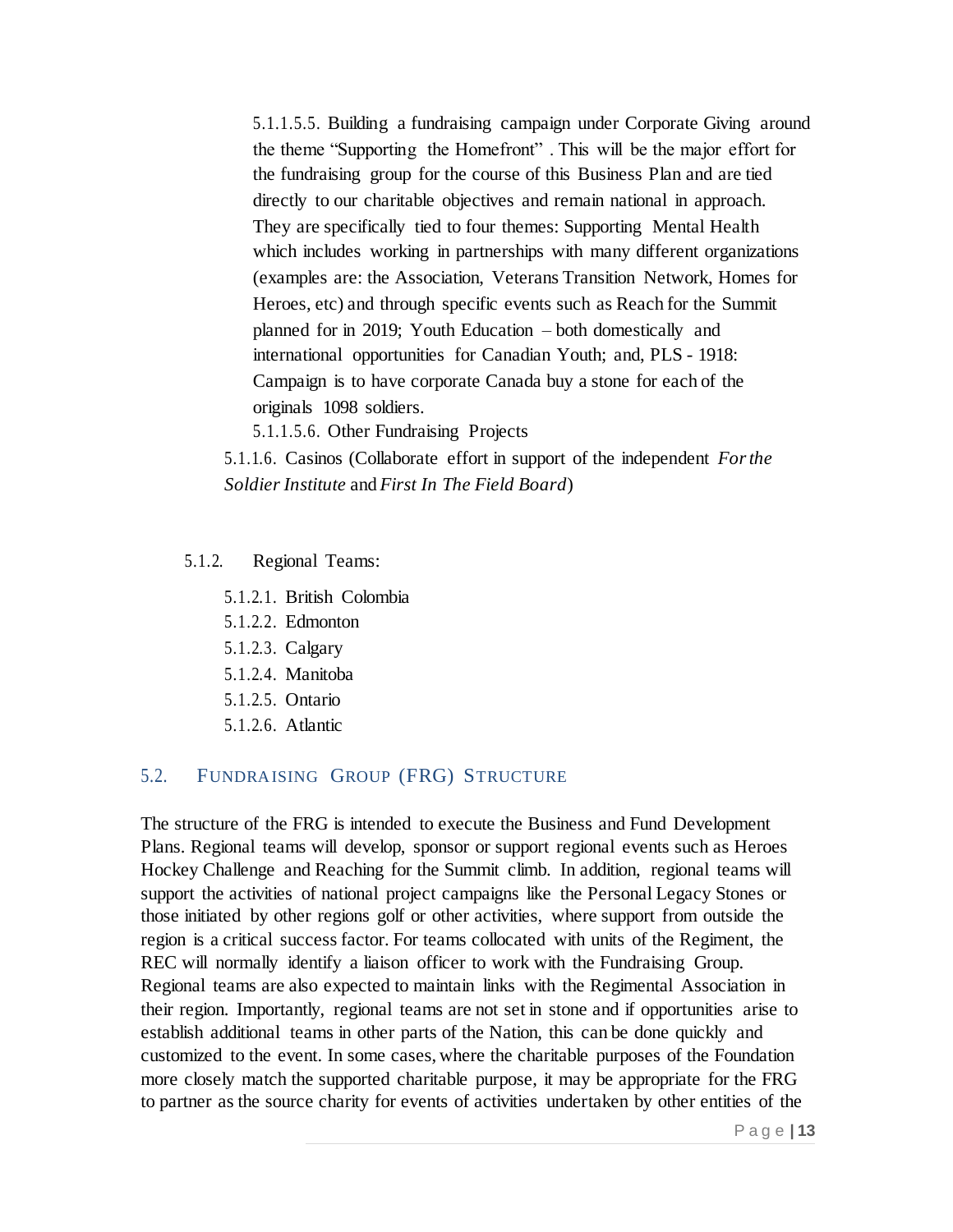5.1.1.5.5. Building a fundraising campaign under Corporate Giving around the theme "Supporting the Homefront" . This will be the major effort for the fundraising group for the course of this Business Plan and are tied directly to our charitable objectives and remain national in approach. They are specifically tied to four themes: Supporting Mental Health which includes working in partnerships with many different organizations (examples are: the Association, Veterans Transition Network, Homes for Heroes, etc) and through specific events such as Reach for the Summit planned for in 2019; Youth Education – both domestically and international opportunities for Canadian Youth; and, PLS - 1918: Campaign is to have corporate Canada buy a stone for each of the originals 1098 soldiers.

5.1.1.5.6. Other Fundraising Projects

5.1.1.6. Casinos (Collaborate effort in support of the independent *For the Soldier Institute* and *First In The Field Board*)

5.1.2. Regional Teams:

5.1.2.1. British Colombia
5.1.2.2. Edmonton
5.1.2.3. Calgary
5.1.2.4. Manitoba
5.1.2.5. Ontario
5.1.2.6. Atlantic

## 5.2. Fundraising Group (FRG) Structure

The structure of the FRG is intended to execute the Business and Fund Development Plans. Regional teams will develop, sponsor or support regional events such as Heroes Hockey Challenge and Reaching for the Summit climb. In addition, regional teams will support the activities of national project campaigns like the Personal Legacy Stones or those initiated by other regions golf or other activities, where support from outside the region is a critical success factor. For teams collocated with units of the Regiment, the REC will normally identify a liaison officer to work with the Fundraising Group. Regional teams are also expected to maintain links with the Regimental Association in their region. Importantly, regional teams are not set in stone and if opportunities arise to establish additional teams in other parts of the Nation, this can be done quickly and customized to the event. In some cases, where the charitable purposes of the Foundation more closely match the supported charitable purpose, it may be appropriate for the FRG to partner as the source charity for events of activities undertaken by other entities of the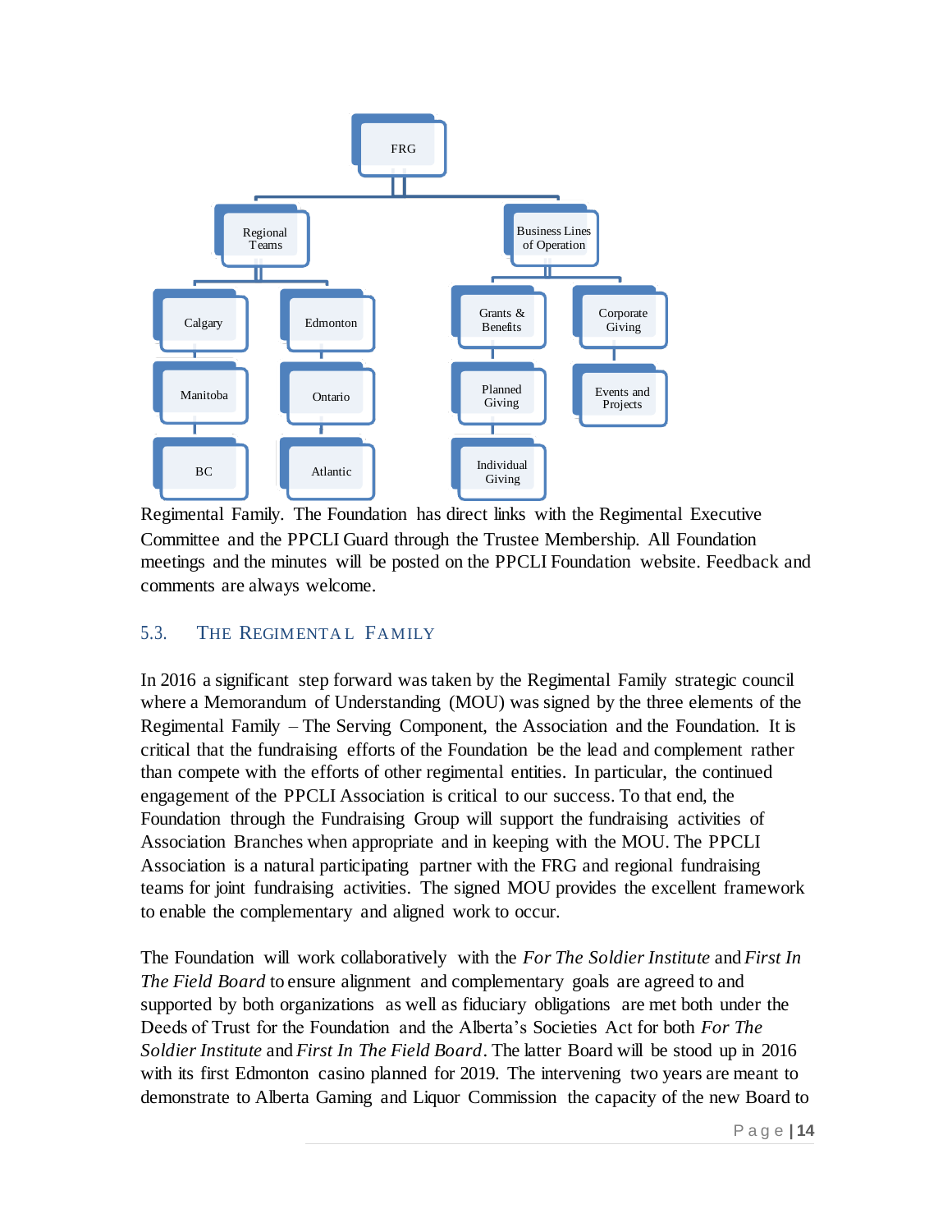- FRG
  - Regional Teams
    - Calgary
    - Manitoba
    - BC
    - Edmonton
    - Ontario
    - Atlantic
  - Business Lines of Operation
    - Grants & Benefits
    - Planned Giving
    - Individual Giving
    - Corporate Giving
    - Events and Projects

Regimental Family. The Foundation has direct links with the Regimental Executive Committee and the PPCLI Guard through the Trustee Membership. All Foundation meetings and the minutes will be posted on the PPCLI Foundation website. Feedback and comments are always welcome.

## 5.3. THE REGIMENTAL FAMILY

In 2016 a significant step forward was taken by the Regimental Family strategic council where a Memorandum of Understanding (MOU) was signed by the three elements of the Regimental Family – The Serving Component, the Association and the Foundation. It is critical that the fundraising efforts of the Foundation be the lead and complement rather than compete with the efforts of other regimental entities. In particular, the continued engagement of the PPCLI Association is critical to our success. To that end, the Foundation through the Fundraising Group will support the fundraising activities of Association Branches when appropriate and in keeping with the MOU. The PPCLI Association is a natural participating partner with the FRG and regional fundraising teams for joint fundraising activities. The signed MOU provides the excellent framework to enable the complementary and aligned work to occur.

The Foundation will work collaboratively with the *For The Soldier Institute* and *First In The Field Board* to ensure alignment and complementary goals are agreed to and supported by both organizations as well as fiduciary obligations are met both under the Deeds of Trust for the Foundation and the Alberta's Societies Act for both *For The Soldier Institute* and *First In The Field Board*. The latter Board will be stood up in 2016 with its first Edmonton casino planned for 2019. The intervening two years are meant to demonstrate to Alberta Gaming and Liquor Commission the capacity of the new Board to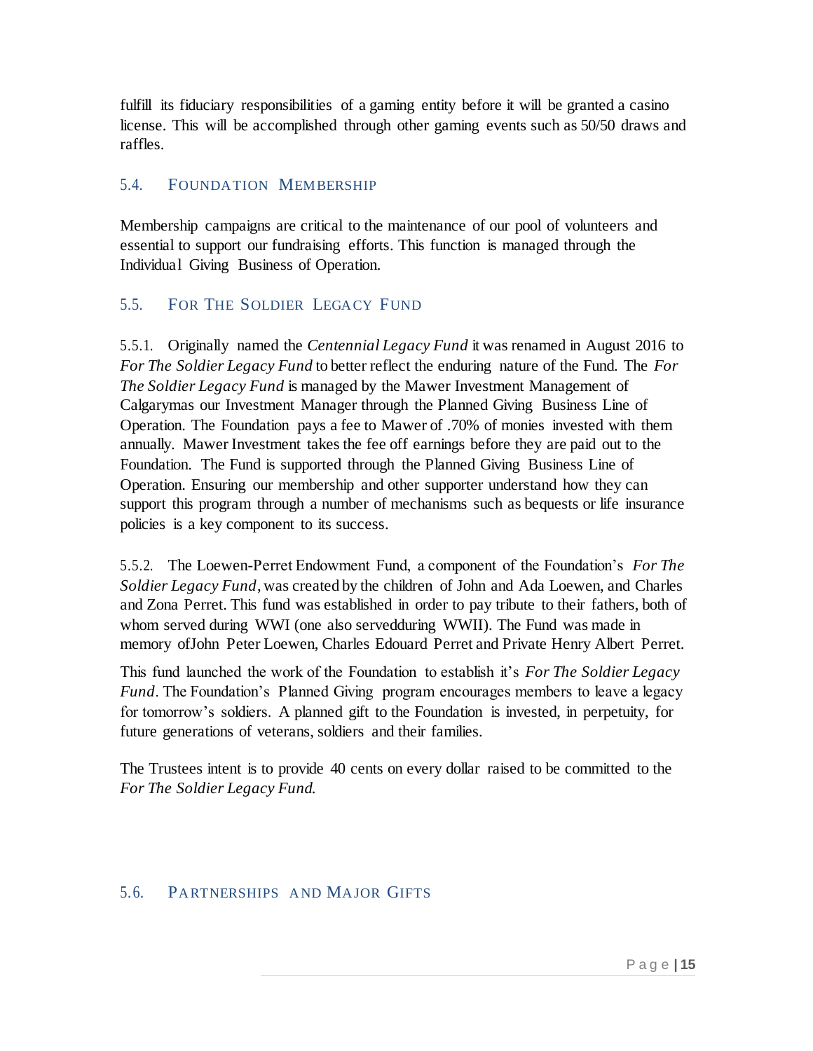fulfill its fiduciary responsibilities of a gaming entity before it will be granted a casino license. This will be accomplished through other gaming events such as 50/50 draws and raffles.

## 5.4. Foundation Membership

Membership campaigns are critical to the maintenance of our pool of volunteers and essential to support our fundraising efforts. This function is managed through the Individual Giving Business of Operation.

## 5.5. For The Soldier Legacy Fund

5.5.1. Originally named the *Centennial Legacy Fund* it was renamed in August 2016 to *For The Soldier Legacy Fund* to better reflect the enduring nature of the Fund. The *For The Soldier Legacy Fund* is managed by the Mawer Investment Management of Calgarymas our Investment Manager through the Planned Giving Business Line of Operation. The Foundation pays a fee to Mawer of .70% of monies invested with them annually. Mawer Investment takes the fee off earnings before they are paid out to the Foundation. The Fund is supported through the Planned Giving Business Line of Operation. Ensuring our membership and other supporter understand how they can support this program through a number of mechanisms such as bequests or life insurance policies is a key component to its success.

5.5.2. The Loewen-Perret Endowment Fund, a component of the Foundation's *For The Soldier Legacy Fund*, was created by the children of John and Ada Loewen, and Charles and Zona Perret. This fund was established in order to pay tribute to their fathers, both of whom served during WWI (one also servedduring WWII). The Fund was made in memory ofJohn Peter Loewen, Charles Edouard Perret and Private Henry Albert Perret.

This fund launched the work of the Foundation to establish it's *For The Soldier Legacy Fund*. The Foundation's Planned Giving program encourages members to leave a legacy for tomorrow's soldiers. A planned gift to the Foundation is invested, in perpetuity, for future generations of veterans, soldiers and their families.

The Trustees intent is to provide 40 cents on every dollar raised to be committed to the *For The Soldier Legacy Fund.*

## 5.6. Partnerships and Major Gifts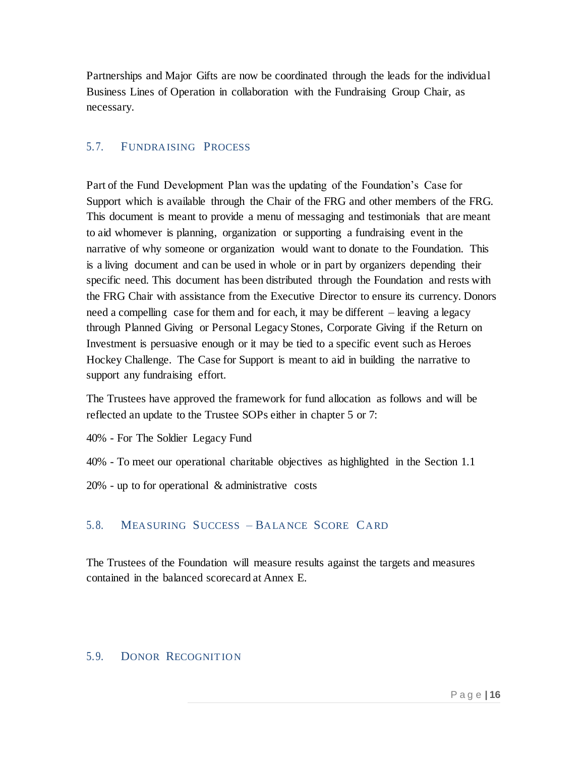Partnerships and Major Gifts are now be coordinated through the leads for the individual Business Lines of Operation in collaboration with the Fundraising Group Chair, as necessary.

### 5.7. Fundraising Process

Part of the Fund Development Plan was the updating of the Foundation's Case for Support which is available through the Chair of the FRG and other members of the FRG. This document is meant to provide a menu of messaging and testimonials that are meant to aid whomever is planning, organization or supporting a fundraising event in the narrative of why someone or organization would want to donate to the Foundation. This is a living document and can be used in whole or in part by organizers depending their specific need. This document has been distributed through the Foundation and rests with the FRG Chair with assistance from the Executive Director to ensure its currency. Donors need a compelling case for them and for each, it may be different – leaving a legacy through Planned Giving or Personal Legacy Stones, Corporate Giving if the Return on Investment is persuasive enough or it may be tied to a specific event such as Heroes Hockey Challenge. The Case for Support is meant to aid in building the narrative to support any fundraising effort.

The Trustees have approved the framework for fund allocation as follows and will be reflected an update to the Trustee SOPs either in chapter 5 or 7:

40% - For The Soldier Legacy Fund

40% - To meet our operational charitable objectives as highlighted in the Section 1.1

20% - up to for operational & administrative costs

### 5.8. Measuring Success – Balance Score Card

The Trustees of the Foundation will measure results against the targets and measures contained in the balanced scorecard at Annex E.

### 5.9. Donor Recognition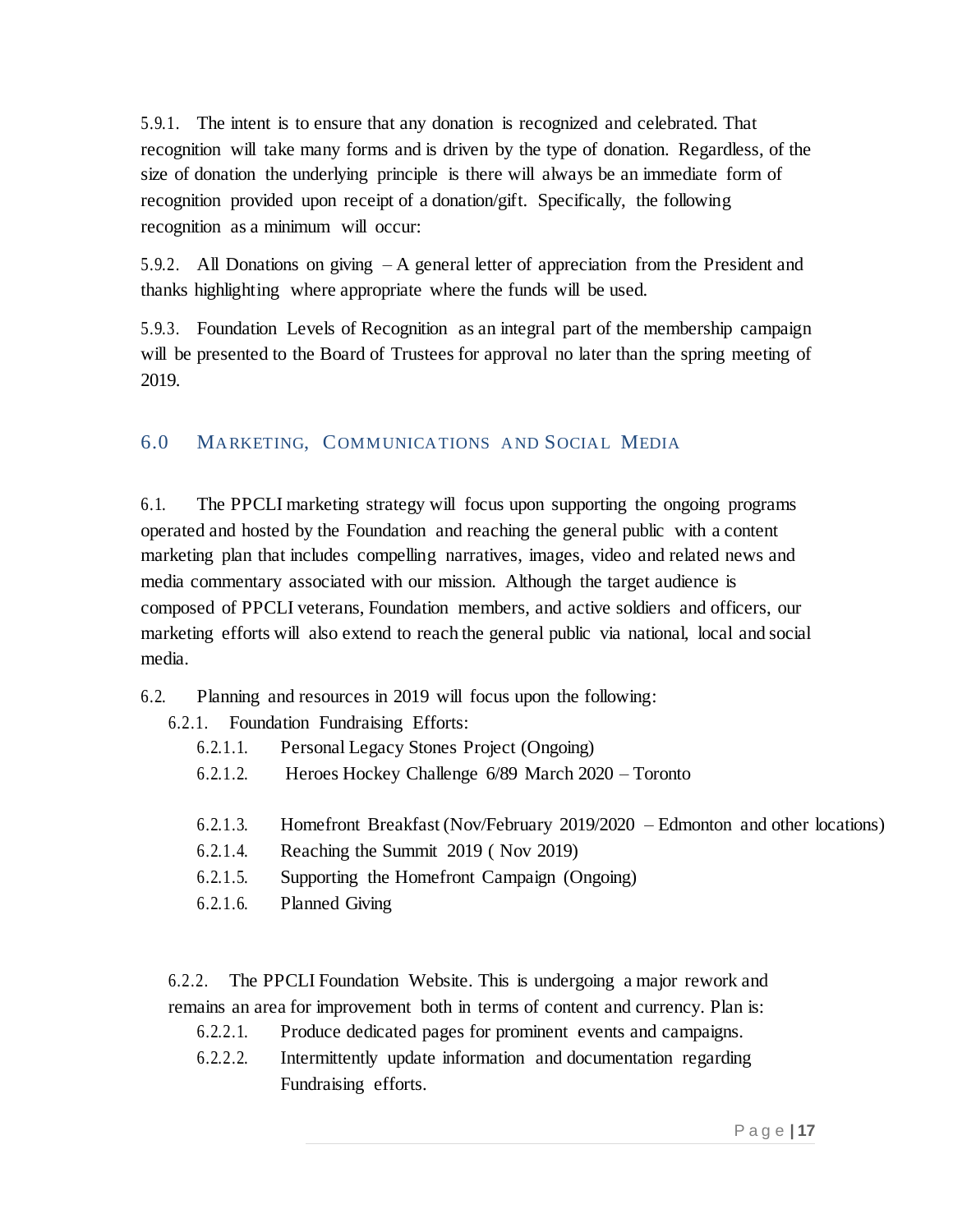5.9.1. The intent is to ensure that any donation is recognized and celebrated. That recognition will take many forms and is driven by the type of donation. Regardless, of the size of donation the underlying principle is there will always be an immediate form of recognition provided upon receipt of a donation/gift. Specifically, the following recognition as a minimum will occur:

5.9.2. All Donations on giving – A general letter of appreciation from the President and thanks highlighting where appropriate where the funds will be used.

5.9.3. Foundation Levels of Recognition as an integral part of the membership campaign will be presented to the Board of Trustees for approval no later than the spring meeting of 2019.

## 6.0 MARKETING, COMMUNICATIONS AND SOCIAL MEDIA

6.1. The PPCLI marketing strategy will focus upon supporting the ongoing programs operated and hosted by the Foundation and reaching the general public with a content marketing plan that includes compelling narratives, images, video and related news and media commentary associated with our mission. Although the target audience is composed of PPCLI veterans, Foundation members, and active soldiers and officers, our marketing efforts will also extend to reach the general public via national, local and social media.

6.2. Planning and resources in 2019 will focus upon the following:

- 6.2.1. Foundation Fundraising Efforts:
  - 6.2.1.1. Personal Legacy Stones Project (Ongoing)
  - 6.2.1.2. Heroes Hockey Challenge 6/89 March 2020 – Toronto
  - 6.2.1.3. Homefront Breakfast (Nov/February 2019/2020 – Edmonton and other locations)
  - 6.2.1.4. Reaching the Summit 2019 ( Nov 2019)
  - 6.2.1.5. Supporting the Homefront Campaign (Ongoing)
  - 6.2.1.6. Planned Giving
- 6.2.2. The PPCLI Foundation Website. This is undergoing a major rework and remains an area for improvement both in terms of content and currency. Plan is:
  - 6.2.2.1. Produce dedicated pages for prominent events and campaigns.
  - 6.2.2.2. Intermittently update information and documentation regarding Fundraising efforts.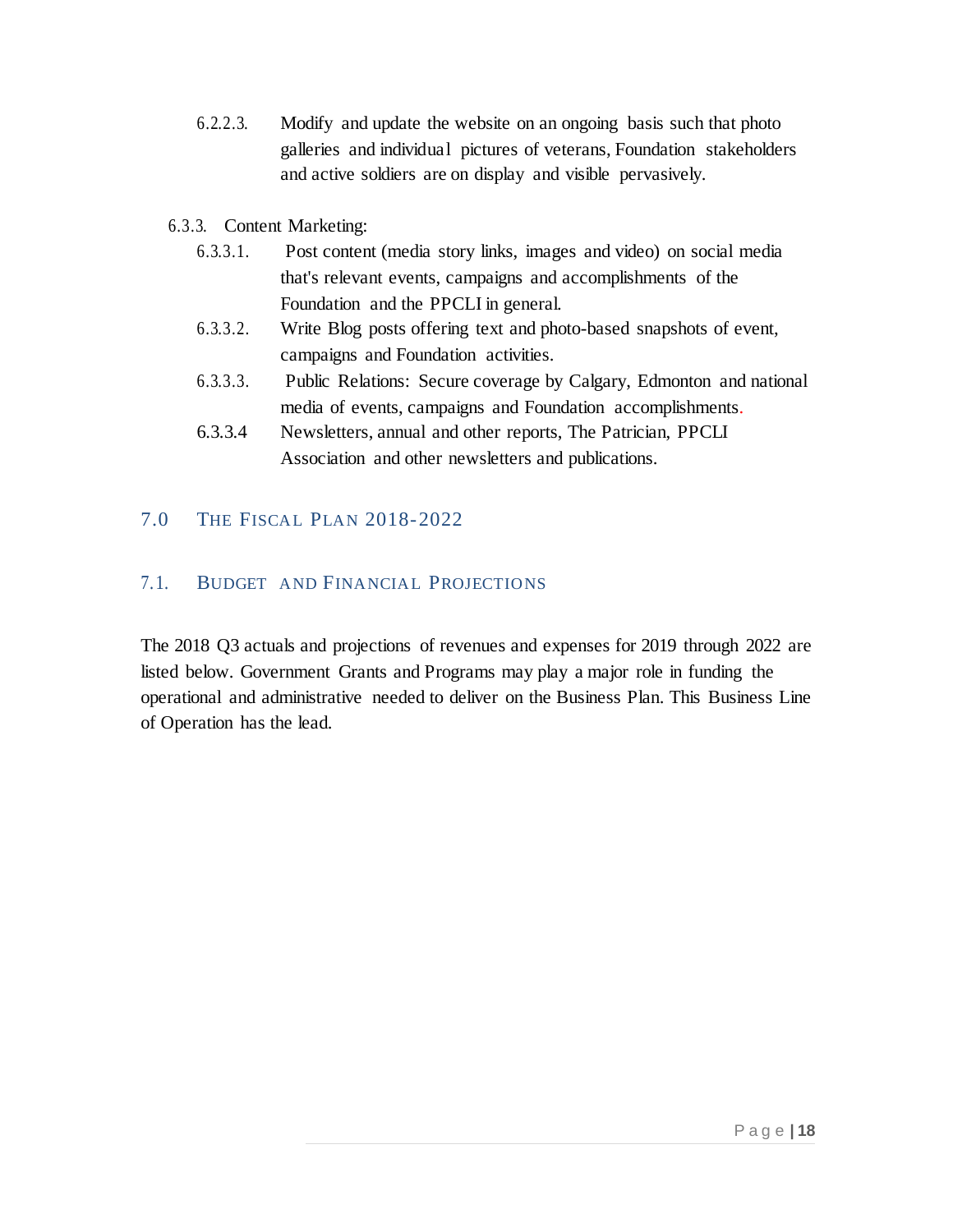6.2.2.3. Modify and update the website on an ongoing basis such that photo galleries and individual pictures of veterans, Foundation stakeholders and active soldiers are on display and visible pervasively.

6.3.3. Content Marketing:

6.3.3.1. Post content (media story links, images and video) on social media that's relevant events, campaigns and accomplishments of the Foundation and the PPCLI in general.

6.3.3.2. Write Blog posts offering text and photo-based snapshots of event, campaigns and Foundation activities.

6.3.3.3. Public Relations: Secure coverage by Calgary, Edmonton and national media of events, campaigns and Foundation accomplishments.

6.3.3.4 Newsletters, annual and other reports, The Patrician, PPCLI Association and other newsletters and publications.

# 7.0 The Fiscal Plan 2018-2022

## 7.1. Budget and Financial Projections

The 2018 Q3 actuals and projections of revenues and expenses for 2019 through 2022 are listed below. Government Grants and Programs may play a major role in funding the operational and administrative needed to deliver on the Business Plan. This Business Line of Operation has the lead.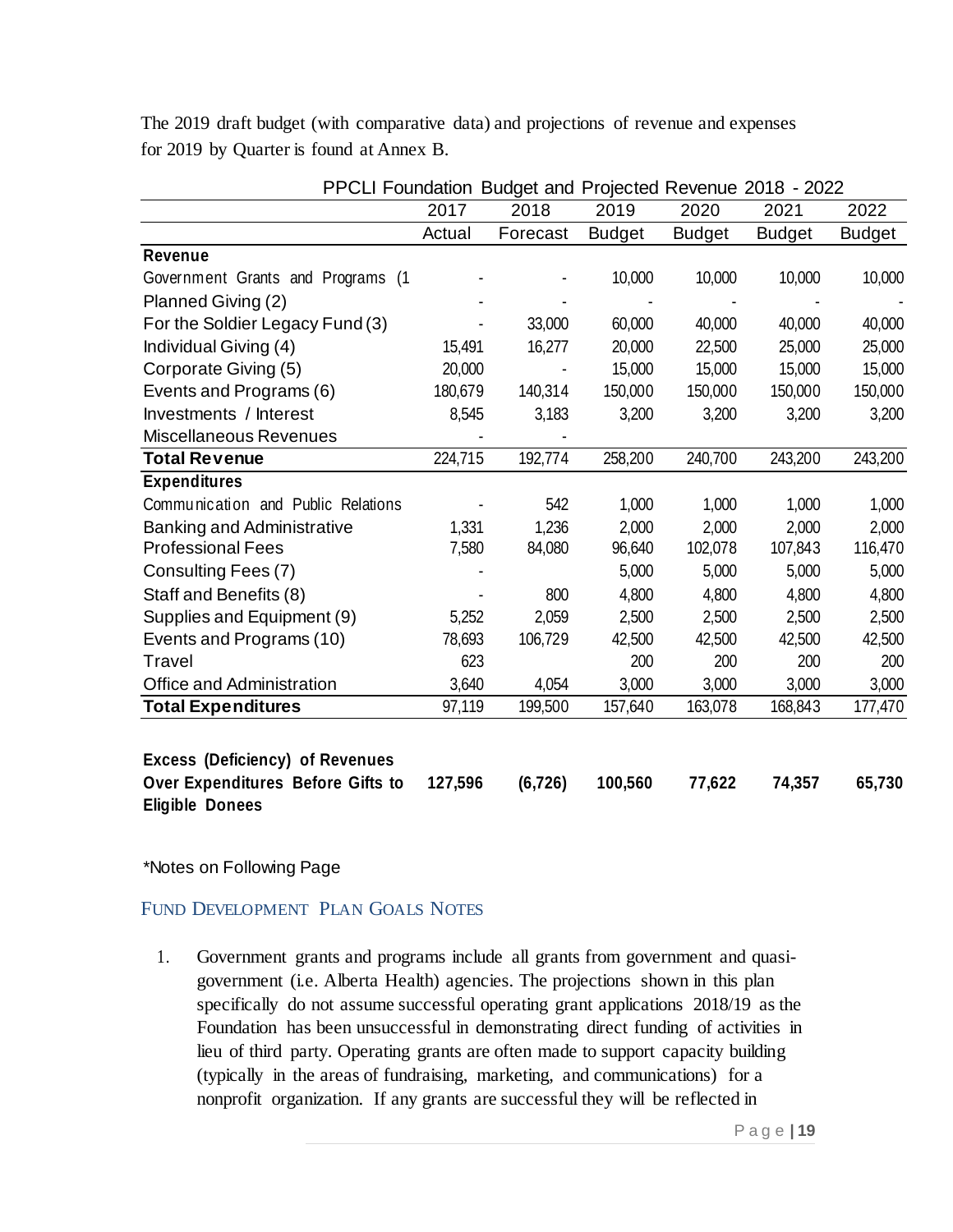The 2019 draft budget (with comparative data) and projections of revenue and expenses for 2019 by Quarter is found at Annex B.

| PPCLI Foundation Budget and Projected Revenue 2018 - 2022 | | | | | | |
|---|---|---|---|---|---|---|
| | 2017 | 2018 | 2019 | 2020 | 2021 | 2022 |
| | Actual | Forecast | Budget | Budget | Budget | Budget |
| **Revenue** | | | | | | |
| Government Grants and Programs (1 | - | - | 10,000 | 10,000 | 10,000 | 10,000 |
| Planned Giving (2) | - | - | - | - | - | - |
| For the Soldier Legacy Fund (3) | - | 33,000 | 60,000 | 40,000 | 40,000 | 40,000 |
| Individual Giving (4) | 15,491 | 16,277 | 20,000 | 22,500 | 25,000 | 25,000 |
| Corporate Giving (5) | 20,000 | - | 15,000 | 15,000 | 15,000 | 15,000 |
| Events and Programs (6) | 180,679 | 140,314 | 150,000 | 150,000 | 150,000 | 150,000 |
| Investments / Interest | 8,545 | 3,183 | 3,200 | 3,200 | 3,200 | 3,200 |
| Miscellaneous Revenues | - | - | | | | |
| **Total Revenue** | 224,715 | 192,774 | 258,200 | 240,700 | 243,200 | 243,200 |
| **Expenditures** | | | | | | |
| Communication and Public Relations | - | 542 | 1,000 | 1,000 | 1,000 | 1,000 |
| Banking and Administrative | 1,331 | 1,236 | 2,000 | 2,000 | 2,000 | 2,000 |
| Professional Fees | 7,580 | 84,080 | 96,640 | 102,078 | 107,843 | 116,470 |
| Consulting Fees (7) | - | | 5,000 | 5,000 | 5,000 | 5,000 |
| Staff and Benefits (8) | - | 800 | 4,800 | 4,800 | 4,800 | 4,800 |
| Supplies and Equipment (9) | 5,252 | 2,059 | 2,500 | 2,500 | 2,500 | 2,500 |
| Events and Programs (10) | 78,693 | 106,729 | 42,500 | 42,500 | 42,500 | 42,500 |
| Travel | 623 | | 200 | 200 | 200 | 200 |
| Office and Administration | 3,640 | 4,054 | 3,000 | 3,000 | 3,000 | 3,000 |
| **Total Expenditures** | 97,119 | 199,500 | 157,640 | 163,078 | 168,843 | 177,470 |
| **Excess (Deficiency) of Revenues Over Expenditures Before Gifts to Eligible Donees** | **127,596** | **(6,726)** | **100,560** | **77,622** | **74,357** | **65,730** |

*Notes on Following Page

## Fund Development Plan Goals Notes

1. Government grants and programs include all grants from government and quasi-government (i.e. Alberta Health) agencies. The projections shown in this plan specifically do not assume successful operating grant applications 2018/19 as the Foundation has been unsuccessful in demonstrating direct funding of activities in lieu of third party. Operating grants are often made to support capacity building (typically in the areas of fundraising, marketing, and communications) for a nonprofit organization. If any grants are successful they will be reflected in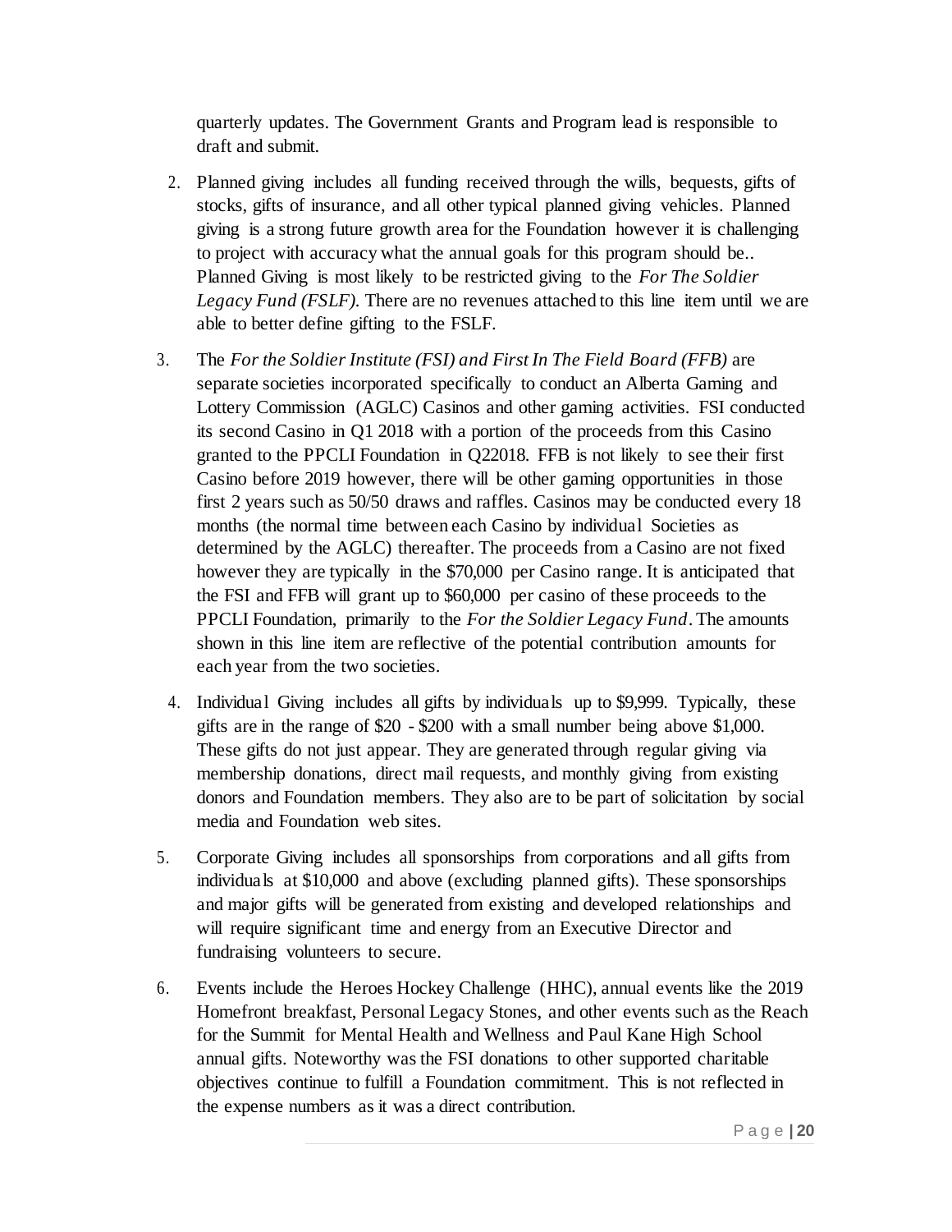quarterly updates. The Government Grants and Program lead is responsible to draft and submit.

2. Planned giving includes all funding received through the wills, bequests, gifts of stocks, gifts of insurance, and all other typical planned giving vehicles. Planned giving is a strong future growth area for the Foundation however it is challenging to project with accuracy what the annual goals for this program should be.. Planned Giving is most likely to be restricted giving to the *For The Soldier Legacy Fund (FSLF).* There are no revenues attached to this line item until we are able to better define gifting to the FSLF.

3. The *For the Soldier Institute (FSI) and First In The Field Board (FFB)* are separate societies incorporated specifically to conduct an Alberta Gaming and Lottery Commission (AGLC) Casinos and other gaming activities. FSI conducted its second Casino in Q1 2018 with a portion of the proceeds from this Casino granted to the PPCLI Foundation in Q22018. FFB is not likely to see their first Casino before 2019 however, there will be other gaming opportunities in those first 2 years such as 50/50 draws and raffles. Casinos may be conducted every 18 months (the normal time between each Casino by individual Societies as determined by the AGLC) thereafter. The proceeds from a Casino are not fixed however they are typically in the $70,000 per Casino range. It is anticipated that the FSI and FFB will grant up to $60,000 per casino of these proceeds to the PPCLI Foundation, primarily to the *For the Soldier Legacy Fund*. The amounts shown in this line item are reflective of the potential contribution amounts for each year from the two societies.

4. Individual Giving includes all gifts by individuals up to $9,999. Typically, these gifts are in the range of $20 - $200 with a small number being above $1,000. These gifts do not just appear. They are generated through regular giving via membership donations, direct mail requests, and monthly giving from existing donors and Foundation members. They also are to be part of solicitation by social media and Foundation web sites.

5. Corporate Giving includes all sponsorships from corporations and all gifts from individuals at $10,000 and above (excluding planned gifts). These sponsorships and major gifts will be generated from existing and developed relationships and will require significant time and energy from an Executive Director and fundraising volunteers to secure.

6. Events include the Heroes Hockey Challenge (HHC), annual events like the 2019 Homefront breakfast, Personal Legacy Stones, and other events such as the Reach for the Summit for Mental Health and Wellness and Paul Kane High School annual gifts. Noteworthy was the FSI donations to other supported charitable objectives continue to fulfill a Foundation commitment. This is not reflected in the expense numbers as it was a direct contribution.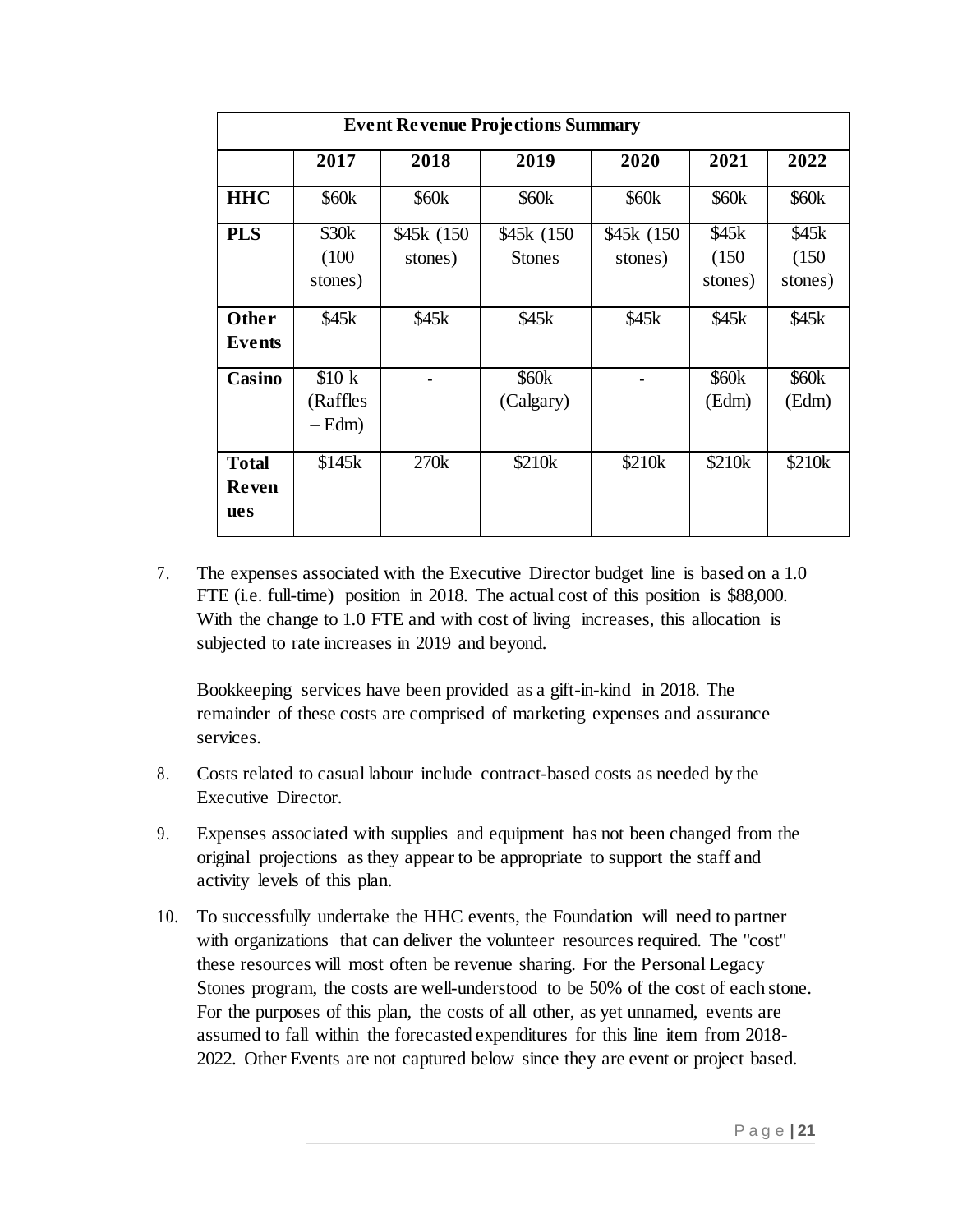| Event Revenue Projections Summary | | | | | | |
|---|---|---|---|---|---|---|
| | **2017** | **2018** | **2019** | **2020** | **2021** | **2022** |
| **HHC** | $60k | $60k | $60k | $60k | $60k | $60k |
| **PLS** | $30k (100 stones) | $45k (150 stones) | $45k (150 Stones | $45k (150 stones) | $45k (150 stones) | $45k (150 stones) |
| **Other Events** | $45k | $45k | $45k | $45k | $45k | $45k |
| **Casino** | $10 k (Raffles – Edm) | - | $60k (Calgary) | - | $60k (Edm) | $60k (Edm) |
| **Total Revenues** | $145k | 270k | $210k | $210k | $210k | $210k |

7. The expenses associated with the Executive Director budget line is based on a 1.0 FTE (i.e. full-time) position in 2018. The actual cost of this position is $88,000. With the change to 1.0 FTE and with cost of living increases, this allocation is subjected to rate increases in 2019 and beyond.

   Bookkeeping services have been provided as a gift-in-kind in 2018. The remainder of these costs are comprised of marketing expenses and assurance services.

8. Costs related to casual labour include contract-based costs as needed by the Executive Director.

9. Expenses associated with supplies and equipment has not been changed from the original projections as they appear to be appropriate to support the staff and activity levels of this plan.

10. To successfully undertake the HHC events, the Foundation will need to partner with organizations that can deliver the volunteer resources required. The "cost" these resources will most often be revenue sharing. For the Personal Legacy Stones program, the costs are well-understood to be 50% of the cost of each stone. For the purposes of this plan, the costs of all other, as yet unnamed, events are assumed to fall within the forecasted expenditures for this line item from 2018-2022. Other Events are not captured below since they are event or project based.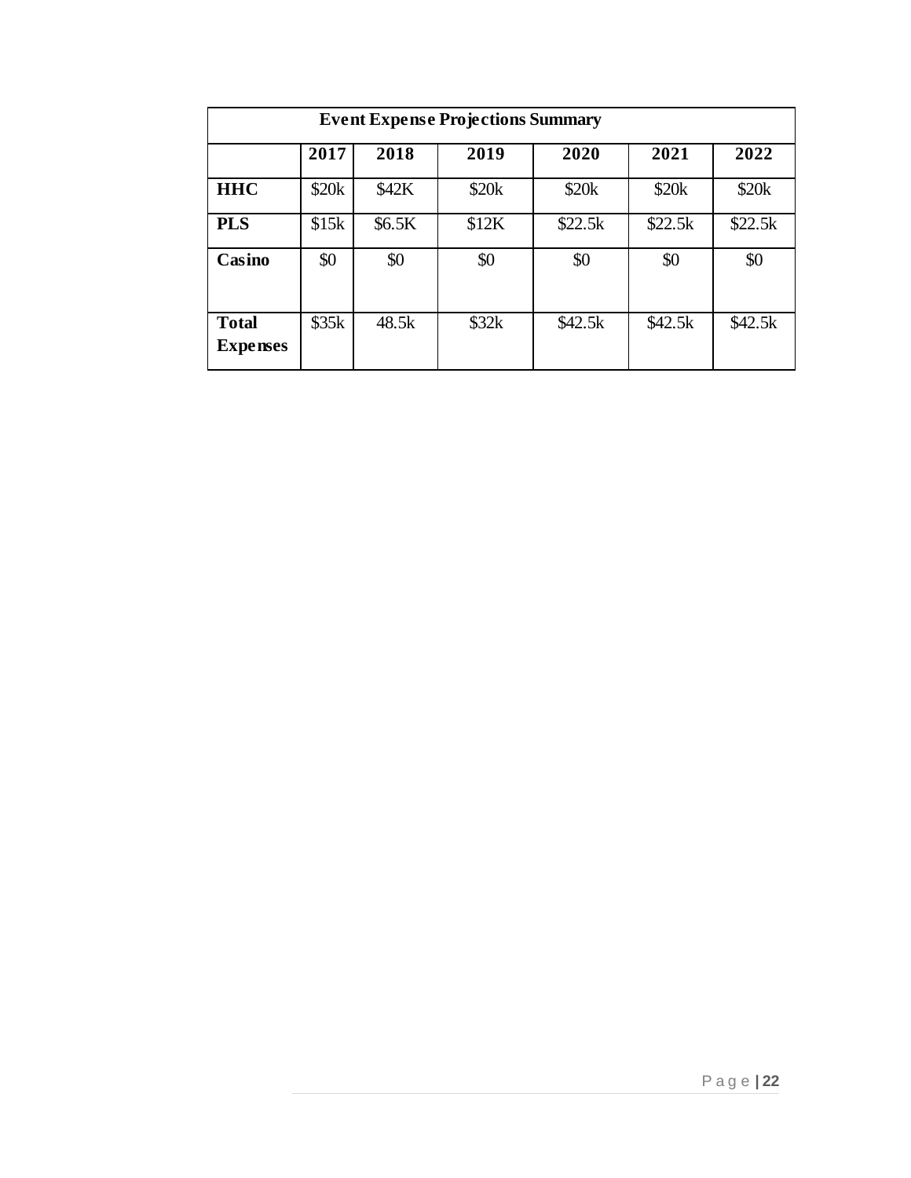| Event Expense Projections Summary | | | | | | |
|---|---|---|---|---|---|---|
| | **2017** | **2018** | **2019** | **2020** | **2021** | **2022** |
| **HHC** | $20k | $42K | $20k | $20k | $20k | $20k |
| **PLS** | $15k | $6.5K | $12K | $22.5k | $22.5k | $22.5k |
| **Casino** | $0 | $0 | $0 | $0 | $0 | $0 |
| **Total Expenses** | $35k | 48.5k | $32k | $42.5k | $42.5k | $42.5k |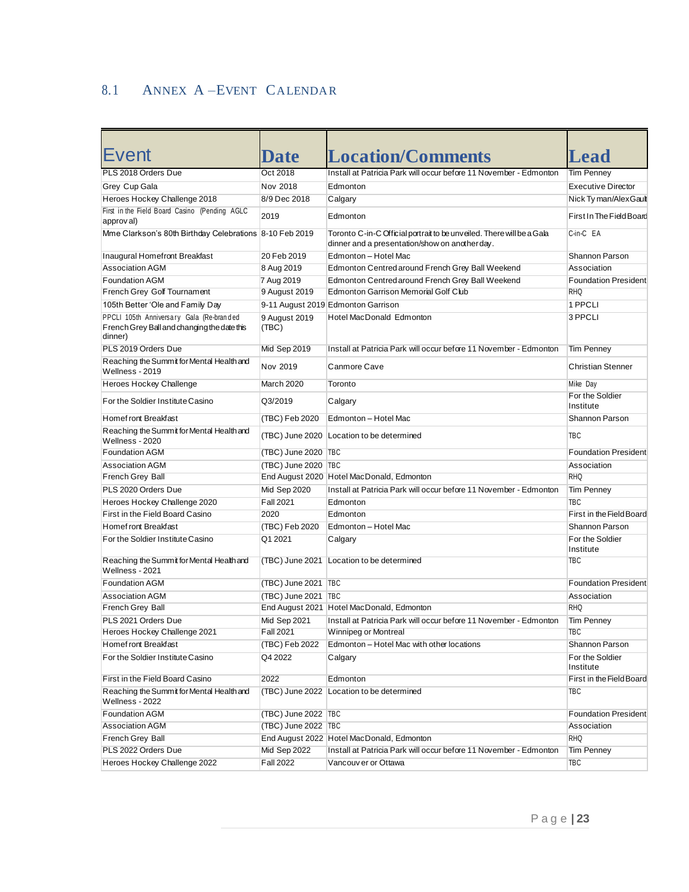## 8.1 Annex A – Event Calendar

| Event | Date | Location/Comments | Lead |
|---|---|---|---|
| PLS 2018 Orders Due | Oct 2018 | Install at Patricia Park will occur before 11 November - Edmonton | Tim Penney |
| Grey Cup Gala | Nov 2018 | Edmonton | Executive Director |
| Heroes Hockey Challenge 2018 | 8/9 Dec 2018 | Calgary | Nick Tyman/Alex Gault |
| First in the Field Board Casino (Pending AGLC approval) | 2019 | Edmonton | First In The Field Board |
| Mme Clarkson's 80th Birthday Celebrations | 8-10 Feb 2019 | Toronto C-in-C Official portrait to be unveiled. There will be a Gala dinner and a presentation/show on another day. | C-in-C EA |
| Inaugural Homefront Breakfast | 20 Feb 2019 | Edmonton – Hotel Mac | Shannon Parson |
| Association AGM | 8 Aug 2019 | Edmonton Centred around French Grey Ball Weekend | Association |
| Foundation AGM | 7 Aug 2019 | Edmonton Centred around French Grey Ball Weekend | Foundation President |
| French Grey Golf Tournament | 9 August 2019 | Edmonton Garrison Memorial Golf Club | RHQ |
| 105th Better 'Ole and Family Day | 9-11 August 2019 | Edmonton Garrison | 1 PPCLI |
| PPCLI 105th Anniversary Gala (Re-branded French Grey Ball and changing the date this dinner) | 9 August 2019 (TBC) | Hotel MacDonald Edmonton | 3 PPCLI |
| PLS 2019 Orders Due | Mid Sep 2019 | Install at Patricia Park will occur before 11 November - Edmonton | Tim Penney |
| Reaching the Summit for Mental Health and Wellness - 2019 | Nov 2019 | Canmore Cave | Christian Stenner |
| Heroes Hockey Challenge | March 2020 | Toronto | Mike Day |
| For the Soldier Institute Casino | Q3/2019 | Calgary | For the Soldier Institute |
| Homefront Breakfast | (TBC) Feb 2020 | Edmonton – Hotel Mac | Shannon Parson |
| Reaching the Summit for Mental Health and Wellness - 2020 | (TBC) June 2020 | Location to be determined | TBC |
| Foundation AGM | (TBC) June 2020 | TBC | Foundation President |
| Association AGM | (TBC) June 2020 | TBC | Association |
| French Grey Ball | End August 2020 | Hotel MacDonald, Edmonton | RHQ |
| PLS 2020 Orders Due | Mid Sep 2020 | Install at Patricia Park will occur before 11 November - Edmonton | Tim Penney |
| Heroes Hockey Challenge 2020 | Fall 2021 | Edmonton | TBC |
| First in the Field Board Casino | 2020 | Edmonton | First in the Field Board |
| Homefront Breakfast | (TBC) Feb 2020 | Edmonton – Hotel Mac | Shannon Parson |
| For the Soldier Institute Casino | Q1 2021 | Calgary | For the Soldier Institute |
| Reaching the Summit for Mental Health and Wellness - 2021 | (TBC) June 2021 | Location to be determined | TBC |
| Foundation AGM | (TBC) June 2021 | TBC | Foundation President |
| Association AGM | (TBC) June 2021 | TBC | Association |
| French Grey Ball | End August 2021 | Hotel MacDonald, Edmonton | RHQ |
| PLS 2021 Orders Due | Mid Sep 2021 | Install at Patricia Park will occur before 11 November - Edmonton | Tim Penney |
| Heroes Hockey Challenge 2021 | Fall 2021 | Winnipeg or Montreal | TBC |
| Homefront Breakfast | (TBC) Feb 2022 | Edmonton – Hotel Mac with other locations | Shannon Parson |
| For the Soldier Institute Casino | Q4 2022 | Calgary | For the Soldier Institute |
| First in the Field Board Casino | 2022 | Edmonton | First in the Field Board |
| Reaching the Summit for Mental Health and Wellness - 2022 | (TBC) June 2022 | Location to be determined | TBC |
| Foundation AGM | (TBC) June 2022 | TBC | Foundation President |
| Association AGM | (TBC) June 2022 | TBC | Association |
| French Grey Ball | End August 2022 | Hotel MacDonald, Edmonton | RHQ |
| PLS 2022 Orders Due | Mid Sep 2022 | Install at Patricia Park will occur before 11 November - Edmonton | Tim Penney |
| Heroes Hockey Challenge 2022 | Fall 2022 | Vancouver or Ottawa | TBC |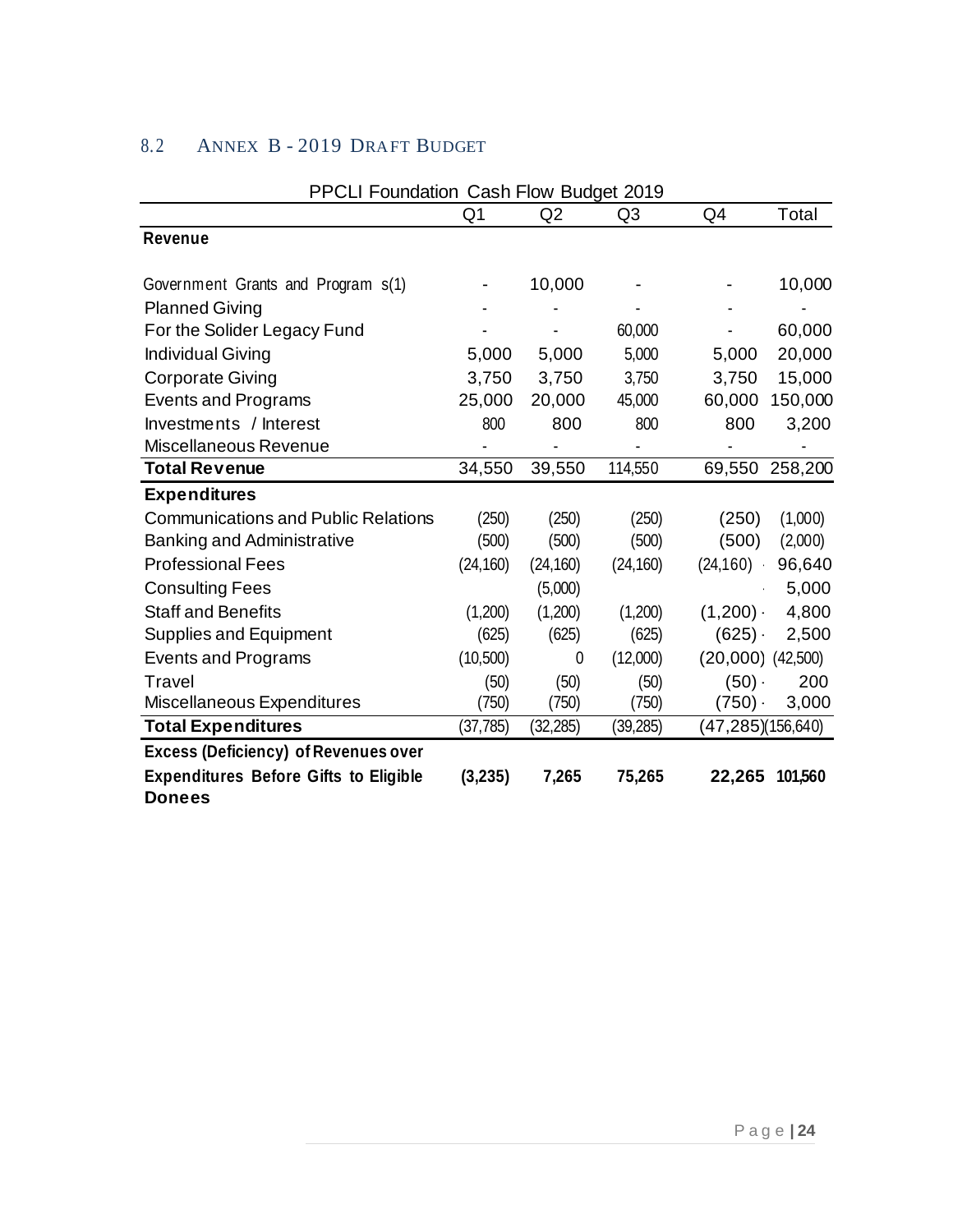## 8.2 Annex B - 2019 Draft Budget

PPCLI Foundation Cash Flow Budget 2019

| | Q1 | Q2 | Q3 | Q4 | Total |
|---|---|---|---|---|---|
| **Revenue** | | | | | |
| Government Grants and Program s(1) | - | 10,000 | - | - | 10,000 |
| Planned Giving | - | - | - | - | - |
| For the Solider Legacy Fund | - | - | 60,000 | - | 60,000 |
| Individual Giving | 5,000 | 5,000 | 5,000 | 5,000 | 20,000 |
| Corporate Giving | 3,750 | 3,750 | 3,750 | 3,750 | 15,000 |
| Events and Programs | 25,000 | 20,000 | 45,000 | 60,000 | 150,000 |
| Investments / Interest | 800 | 800 | 800 | 800 | 3,200 |
| Miscellaneous Revenue | - | - | - | - | - |
| **Total Revenue** | 34,550 | 39,550 | 114,550 | 69,550 | 258,200 |
| **Expenditures** | | | | | |
| Communications and Public Relations | (250) | (250) | (250) | (250) | (1,000) |
| Banking and Administrative | (500) | (500) | (500) | (500) | (2,000) |
| Professional Fees | (24,160) | (24,160) | (24,160) | (24,160) | 96,640 |
| Consulting Fees | | (5,000) | | | 5,000 |
| Staff and Benefits | (1,200) | (1,200) | (1,200) | (1,200) | 4,800 |
| Supplies and Equipment | (625) | (625) | (625) | (625) | 2,500 |
| Events and Programs | (10,500) | 0 | (12,000) | (20,000) | (42,500) |
| Travel | (50) | (50) | (50) | (50) | 200 |
| Miscellaneous Expenditures | (750) | (750) | (750) | (750) | 3,000 |
| **Total Expenditures** | (37,785) | (32,285) | (39,285) | (47,285) | (156,640) |
| **Excess (Deficiency) of Revenues over Expenditures Before Gifts to Eligible Donees** | **(3,235)** | **7,265** | **75,265** | **22,265** | **101,560** |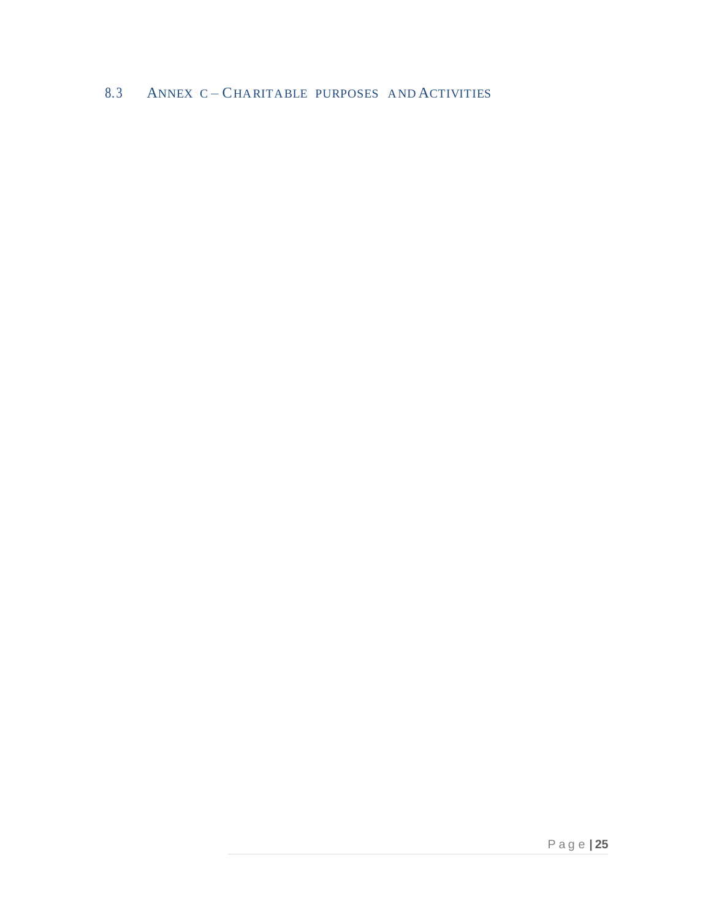## 8.3 Annex C – Charitable purposes and Activities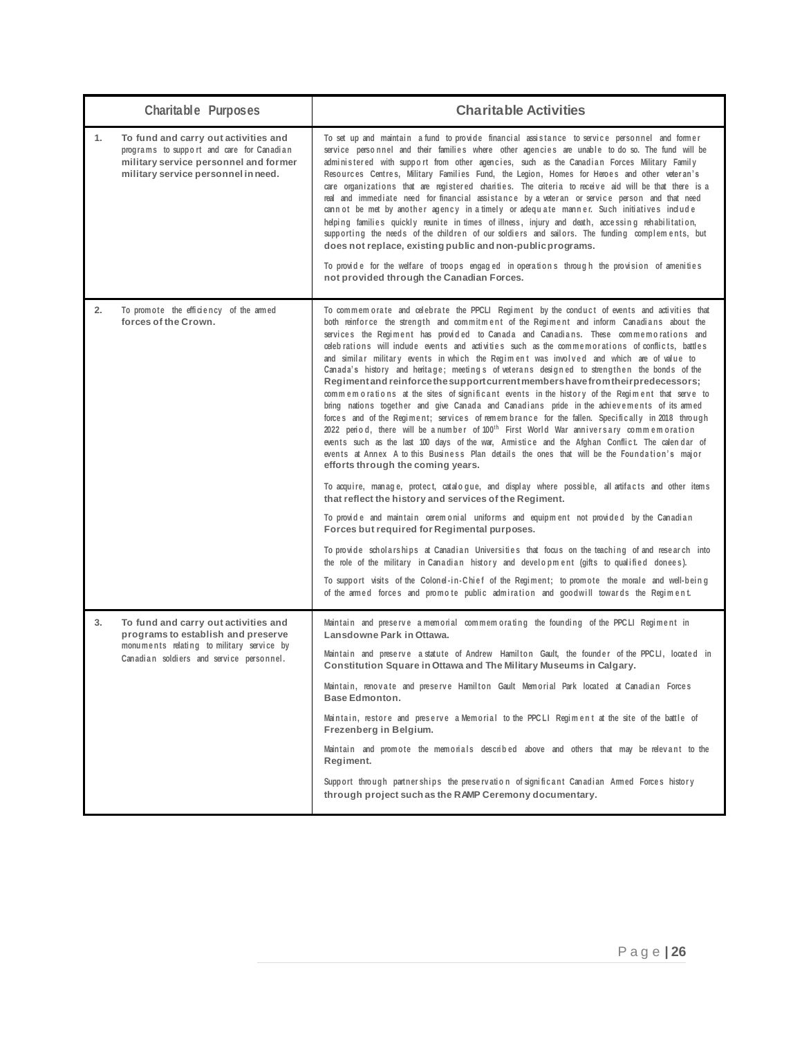| Charitable Purposes | Charitable Activities |
|---|---|
| 1. To fund and carry out activities and programs to support and care for Canadian military service personnel and former military service personnel in need. | To set up and maintain a fund to provide financial assistance to service personnel and former service personnel and their families where other agencies are unable to do so. The fund will be administered with support from other agencies, such as the Canadian Forces Military Family Resources Centres, Military Families Fund, the Legion, Homes for Heroes and other veteran's care organizations that are registered charities. The criteria to receive aid will be that there is a real and immediate need for financial assistance by a veteran or service person and that need cannot be met by another agency in a timely or adequate manner. Such initiatives include helping families quickly reunite in times of illness, injury and death, accessing rehabilitation, supporting the needs of the children of our soldiers and sailors. The funding complements, but does not replace, existing public and non-public programs.<br><br>To provide for the welfare of troops engaged in operations through the provision of amenities not provided through the Canadian Forces. |
| 2. To promote the efficiency of the armed forces of the Crown. | To commemorate and celebrate the PPCLI Regiment by the conduct of events and activities that both reinforce the strength and commitment of the Regiment and inform Canadians about the services the Regiment has provided to Canada and Canadians. These commemorations and celebrations will include events and activities such as the commemorations of conflicts, battles and similar military events in which the Regiment was involved and which are of value to Canada's history and heritage; meetings of veterans designed to strengthen the bonds of the Regiment and reinforce the support current members have from their predecessors; commemorations at the sites of significant events in the history of the Regiment that serve to bring nations together and give Canada and Canadians pride in the achievements of its armed forces and of the Regiment; services of remembrance for the fallen. Specifically in 2018 through 2022 period, there will be a number of 100th First World War anniversary commemoration events such as the last 100 days of the war, Armistice and the Afghan Conflict. The calendar of events at Annex A to this Business Plan details the ones that will be the Foundation's major efforts through the coming years.<br><br>To acquire, manage, protect, catalogue, and display where possible, all artifacts and other items that reflect the history and services of the Regiment.<br><br>To provide and maintain ceremonial uniforms and equipment not provided by the Canadian Forces but required for Regimental purposes.<br><br>To provide scholarships at Canadian Universities that focus on the teaching of and research into the role of the military in Canadian history and development (gifts to qualified donees).<br><br>To support visits of the Colonel-in-Chief of the Regiment; to promote the morale and well-being of the armed forces and promote public admiration and goodwill towards the Regiment. |
| 3. To fund and carry out activities and programs to establish and preserve monuments relating to military service by Canadian soldiers and service personnel. | Maintain and preserve a memorial commemorating the founding of the PPCLI Regiment in Lansdowne Park in Ottawa.<br><br>Maintain and preserve a statute of Andrew Hamilton Gault, the founder of the PPCLI, located in Constitution Square in Ottawa and The Military Museums in Calgary.<br><br>Maintain, renovate and preserve Hamilton Gault Memorial Park located at Canadian Forces Base Edmonton.<br><br>Maintain, restore and preserve a Memorial to the PPCLI Regiment at the site of the battle of Frezenberg in Belgium.<br><br>Maintain and promote the memorials described above and others that may be relevant to the Regiment.<br><br>Support through partnerships the preservation of significant Canadian Armed Forces history through project such as the RAMP Ceremony documentary. |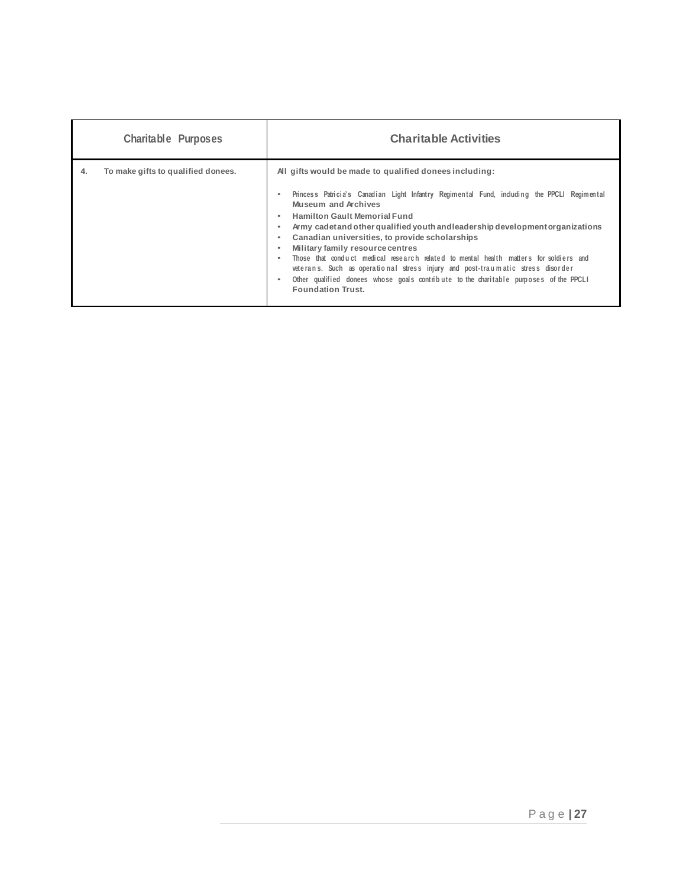| Charitable Purposes | Charitable Activities |
|---|---|
| 4. To make gifts to qualified donees. | All gifts would be made to qualified donees including:<br><br>• Princess Patricia's Canadian Light Infantry Regimental Fund, including the PPCLI Regimental Museum and Archives<br>• Hamilton Gault Memorial Fund<br>• Army cadet and other qualified youth and leadership development organizations<br>• Canadian universities, to provide scholarships<br>• Military family resource centres<br>• Those that conduct medical research related to mental health matters for soldiers and veterans. Such as operational stress injury and post-traumatic stress disorder<br>• Other qualified donees whose goals contribute to the charitable purposes of the PPCLI Foundation Trust. |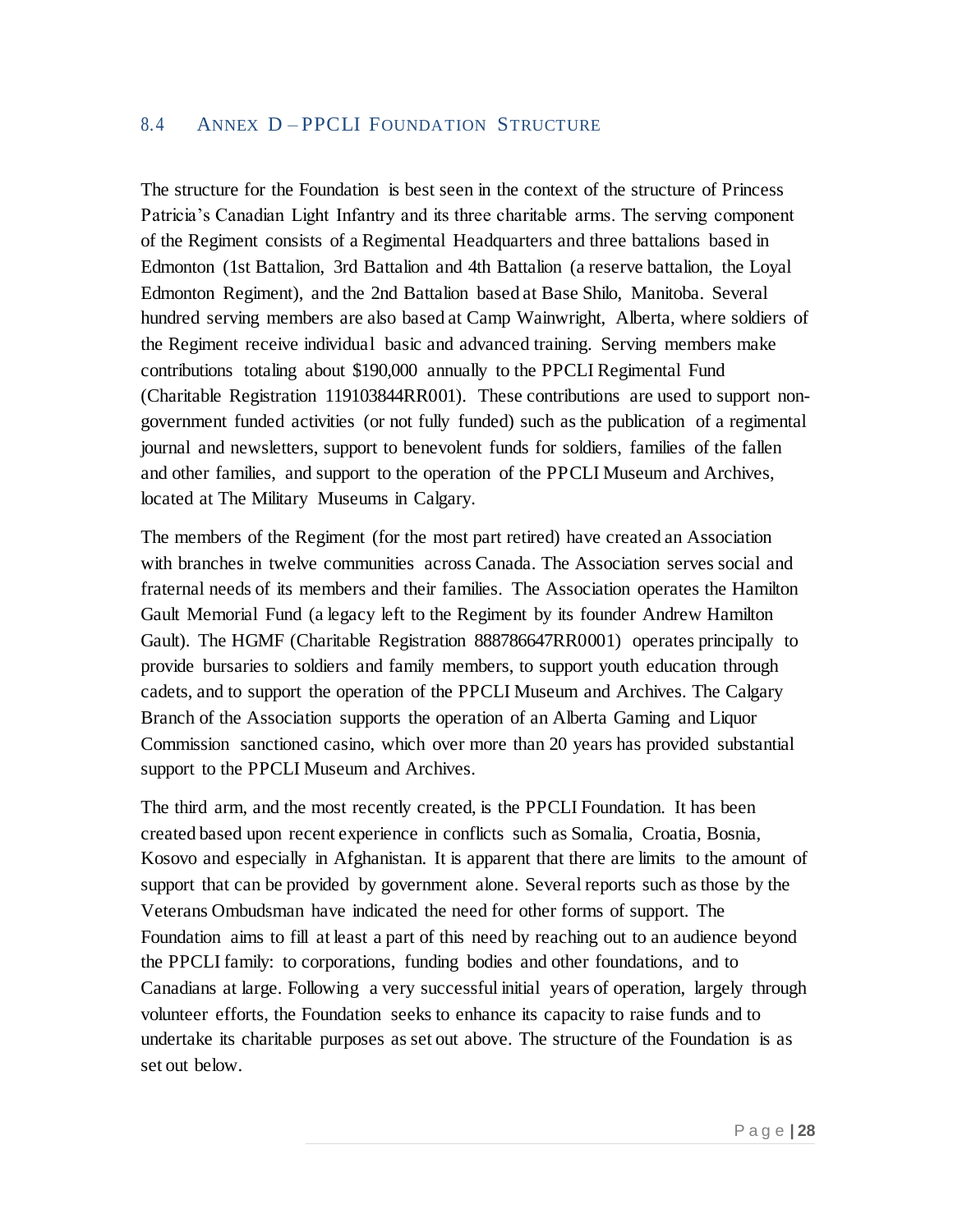## 8.4 Annex D – PPCLI Foundation Structure

The structure for the Foundation is best seen in the context of the structure of Princess Patricia's Canadian Light Infantry and its three charitable arms. The serving component of the Regiment consists of a Regimental Headquarters and three battalions based in Edmonton (1st Battalion, 3rd Battalion and 4th Battalion (a reserve battalion, the Loyal Edmonton Regiment), and the 2nd Battalion based at Base Shilo, Manitoba. Several hundred serving members are also based at Camp Wainwright, Alberta, where soldiers of the Regiment receive individual basic and advanced training. Serving members make contributions totaling about $190,000 annually to the PPCLI Regimental Fund (Charitable Registration 119103844RR001). These contributions are used to support non-government funded activities (or not fully funded) such as the publication of a regimental journal and newsletters, support to benevolent funds for soldiers, families of the fallen and other families, and support to the operation of the PPCLI Museum and Archives, located at The Military Museums in Calgary.

The members of the Regiment (for the most part retired) have created an Association with branches in twelve communities across Canada. The Association serves social and fraternal needs of its members and their families. The Association operates the Hamilton Gault Memorial Fund (a legacy left to the Regiment by its founder Andrew Hamilton Gault). The HGMF (Charitable Registration 888786647RR0001) operates principally to provide bursaries to soldiers and family members, to support youth education through cadets, and to support the operation of the PPCLI Museum and Archives. The Calgary Branch of the Association supports the operation of an Alberta Gaming and Liquor Commission sanctioned casino, which over more than 20 years has provided substantial support to the PPCLI Museum and Archives.

The third arm, and the most recently created, is the PPCLI Foundation. It has been created based upon recent experience in conflicts such as Somalia, Croatia, Bosnia, Kosovo and especially in Afghanistan. It is apparent that there are limits to the amount of support that can be provided by government alone. Several reports such as those by the Veterans Ombudsman have indicated the need for other forms of support. The Foundation aims to fill at least a part of this need by reaching out to an audience beyond the PPCLI family: to corporations, funding bodies and other foundations, and to Canadians at large. Following a very successful initial years of operation, largely through volunteer efforts, the Foundation seeks to enhance its capacity to raise funds and to undertake its charitable purposes as set out above. The structure of the Foundation is as set out below.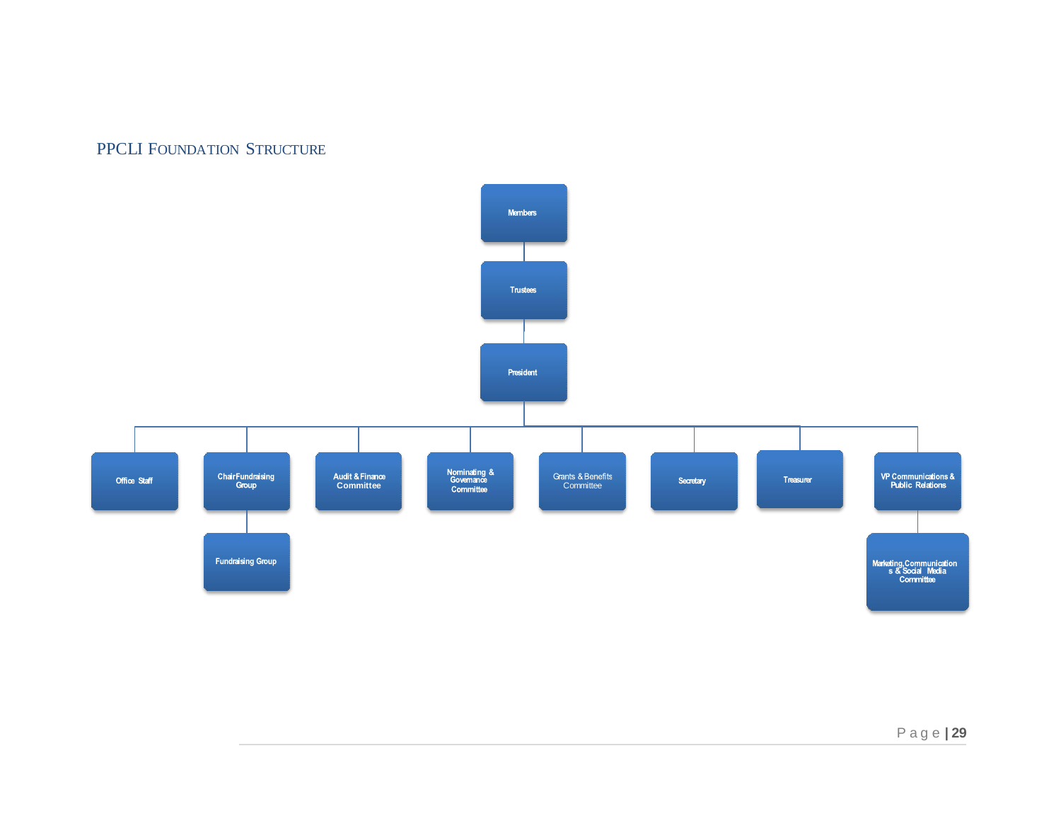## PPCLI Foundation Structure

- Members
  - Trustees
    - President
      - Office Staff
      - Chair Fundraising Group
        - Fundraising Group
      - Audit & Finance Committee
      - Nominating & Governance Committee
      - Grants & Benefits Committee
      - Secretary
      - Treasurer
      - VP Communications & Public Relations
        - Marketing, Communications & Social Media Committee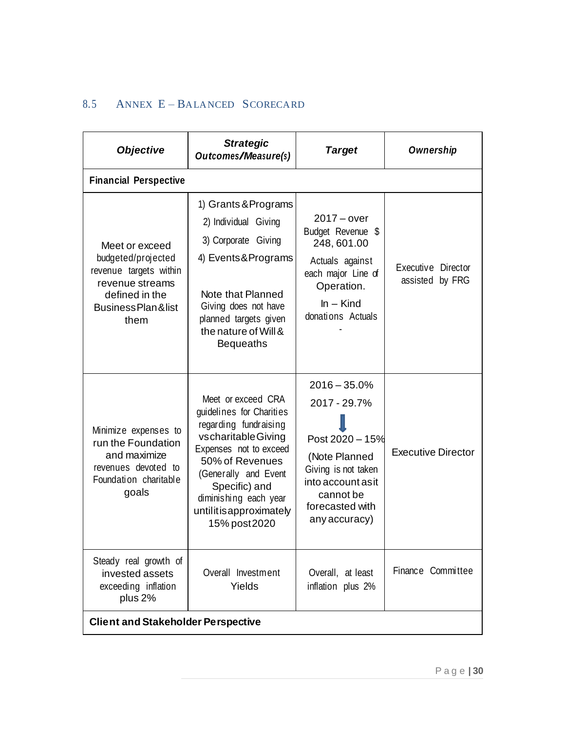## 8.5 Annex E – Balanced Scorecard

| ***Objective*** | ***Strategic Outcomes/Measure(s)*** | ***Target*** | ***Ownership*** |
|---|---|---|---|
| **Financial Perspective** | | | |
| Meet or exceed budgeted/projected revenue targets within revenue streams defined in the Business Plan & list them | 1) Grants & Programs<br>2) Individual Giving<br>3) Corporate Giving<br>4) Events & Programs<br><br>Note that Planned Giving does not have planned targets given the nature of Will & Bequeaths | 2017 – over Budget Revenue $ 248, 601.00<br>Actuals against each major Line of Operation.<br>In – Kind donations Actuals<br>- | Executive Director assisted by FRG |
| Minimize expenses to run the Foundation and maximize revenues devoted to Foundation charitable goals | Meet or exceed CRA guidelines for Charities regarding fundraising vs charitable Giving Expenses not to exceed 50% of Revenues (Generally and Event Specific) and diminishing each year until it is approximately 15% post 2020 | 2016 – 35.0%<br>2017 - 29.7%<br>↓<br>Post 2020 – 15%<br>(Note Planned Giving is not taken into account as it cannot be forecasted with any accuracy) | Executive Director |
| Steady real growth of invested assets exceeding inflation plus 2% | Overall Investment Yields | Overall, at least inflation plus 2% | Finance Committee |
| **Client and Stakeholder Perspective** | | | |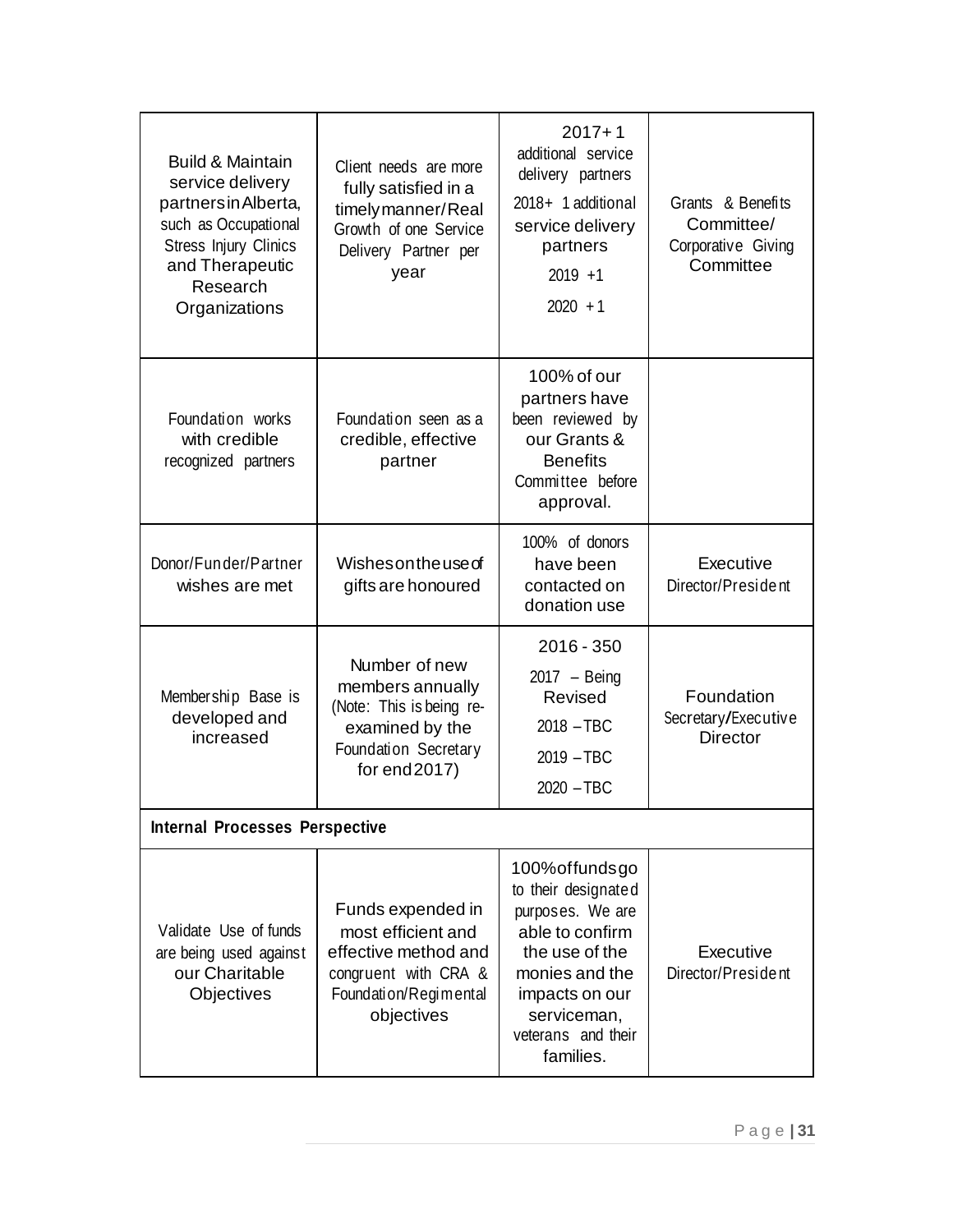| | | | |
|---|---|---|---|
| Build & Maintain service delivery partners in Alberta, such as Occupational Stress Injury Clinics and Therapeutic Research Organizations | Client needs are more fully satisfied in a timely manner/Real Growth of one Service Delivery Partner per year | 2017+ 1 additional service delivery partners<br>2018+ 1 additional service delivery partners<br>2019 +1<br>2020 + 1 | Grants & Benefits Committee/ Corporative Giving Committee |
| Foundation works with credible recognized partners | Foundation seen as a credible, effective partner | 100% of our partners have been reviewed by our Grants & Benefits Committee before approval. | |
| Donor/Funder/Partner wishes are met | Wishes on the use of gifts are honoured | 100% of donors have been contacted on donation use | Executive Director/President |
| Membership Base is developed and increased | Number of new members annually (Note: This is being re-examined by the Foundation Secretary for end 2017) | 2016 - 350<br>2017 – Being Revised<br>2018 – TBC<br>2019 – TBC<br>2020 – TBC | Foundation Secretary/Executive Director |
| **Internal Processes Perspective** | | | |
| Validate Use of funds are being used against our Charitable Objectives | Funds expended in most efficient and effective method and congruent with CRA & Foundation/Regimental objectives | 100% of funds go to their designated purposes. We are able to confirm the use of the monies and the impacts on our serviceman, veterans and their families. | Executive Director/President |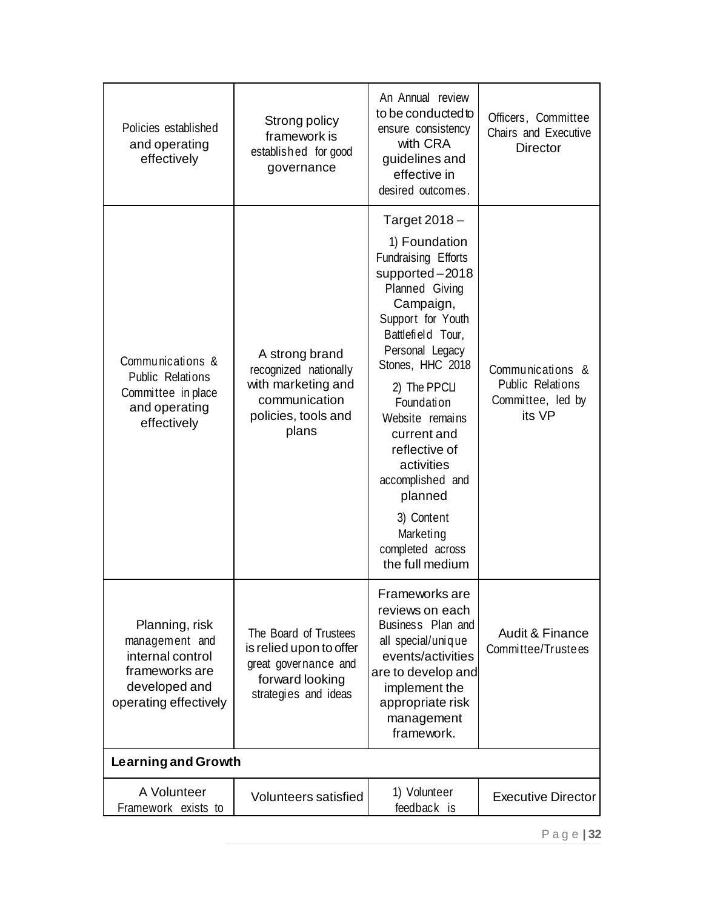| | | | |
|---|---|---|---|
| Policies established and operating effectively | Strong policy framework is established for good governance | An Annual review to be conducted to ensure consistency with CRA guidelines and effective in desired outcomes. | Officers, Committee Chairs and Executive Director |
| Communications & Public Relations Committee in place and operating effectively | A strong brand recognized nationally with marketing and communication policies, tools and plans | Target 2018 – 1) Foundation Fundraising Efforts supported – 2018 Planned Giving Campaign, Support for Youth Battlefield Tour, Personal Legacy Stones, HHC 2018 2) The PPCLI Foundation Website remains current and reflective of activities accomplished and planned 3) Content Marketing completed across the full medium | Communications & Public Relations Committee, led by its VP |
| Planning, risk management and internal control frameworks are developed and operating effectively | The Board of Trustees is relied upon to offer great governance and forward looking strategies and ideas | Frameworks are reviews on each Business Plan and all special/unique events/activities are to develop and implement the appropriate risk management framework. | Audit & Finance Committee/Trustees |
| **Learning and Growth** | | | |
| A Volunteer Framework exists to | Volunteers satisfied | 1) Volunteer feedback is | Executive Director |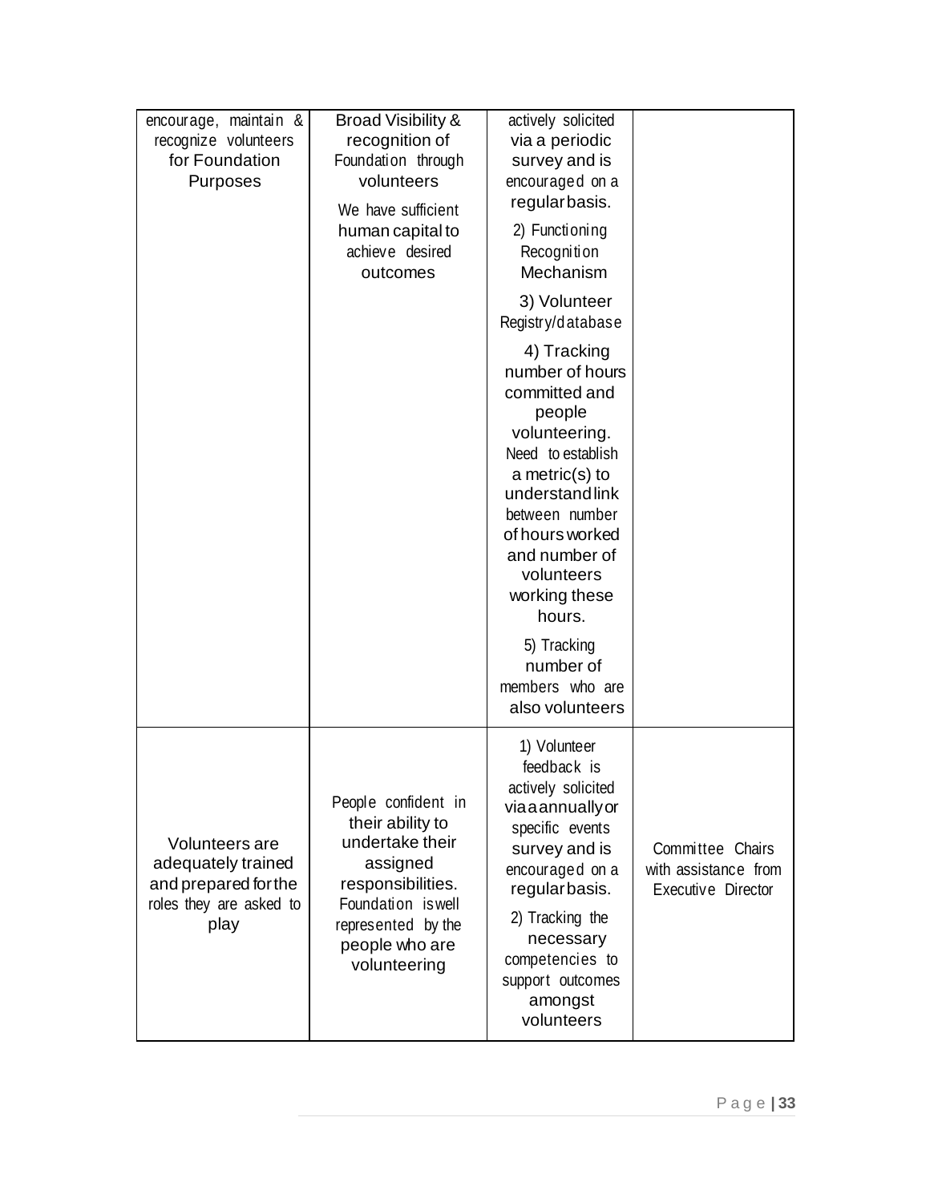| | | | |
|---|---|---|---|
| encourage, maintain & recognize volunteers for Foundation Purposes | Broad Visibility & recognition of Foundation through volunteers<br><br>We have sufficient human capital to achieve desired outcomes | actively solicited via a periodic survey and is encouraged on a regular basis.<br><br>2) Functioning Recognition Mechanism<br><br>3) Volunteer Registry/database<br><br>4) Tracking number of hours committed and people volunteering. Need to establish a metric(s) to understand link between number of hours worked and number of volunteers working these hours.<br><br>5) Tracking number of members who are also volunteers | |
| Volunteers are adequately trained and prepared for the roles they are asked to play | People confident in their ability to undertake their assigned responsibilities. Foundation is well represented by the people who are volunteering | 1) Volunteer feedback is actively solicited via a annually or specific events survey and is encouraged on a regular basis.<br><br>2) Tracking the necessary competencies to support outcomes amongst volunteers | Committee Chairs with assistance from Executive Director |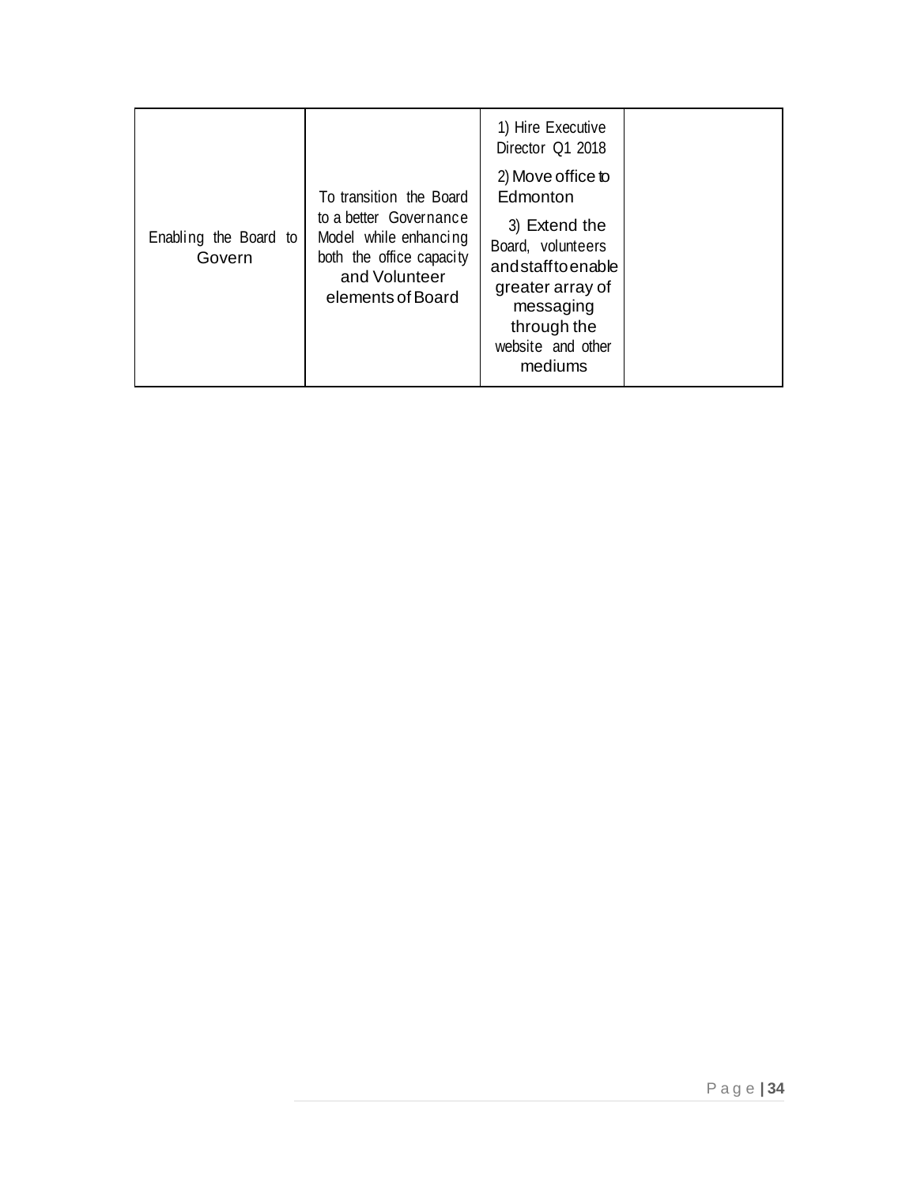| | | | |
|---|---|---|---|
| Enabling the Board to Govern | To transition the Board to a better Governance Model while enhancing both the office capacity and Volunteer elements of Board | 1) Hire Executive Director Q1 2018<br>2) Move office to Edmonton<br>3) Extend the Board, volunteers and staff to enable greater array of messaging through the website and other mediums | |